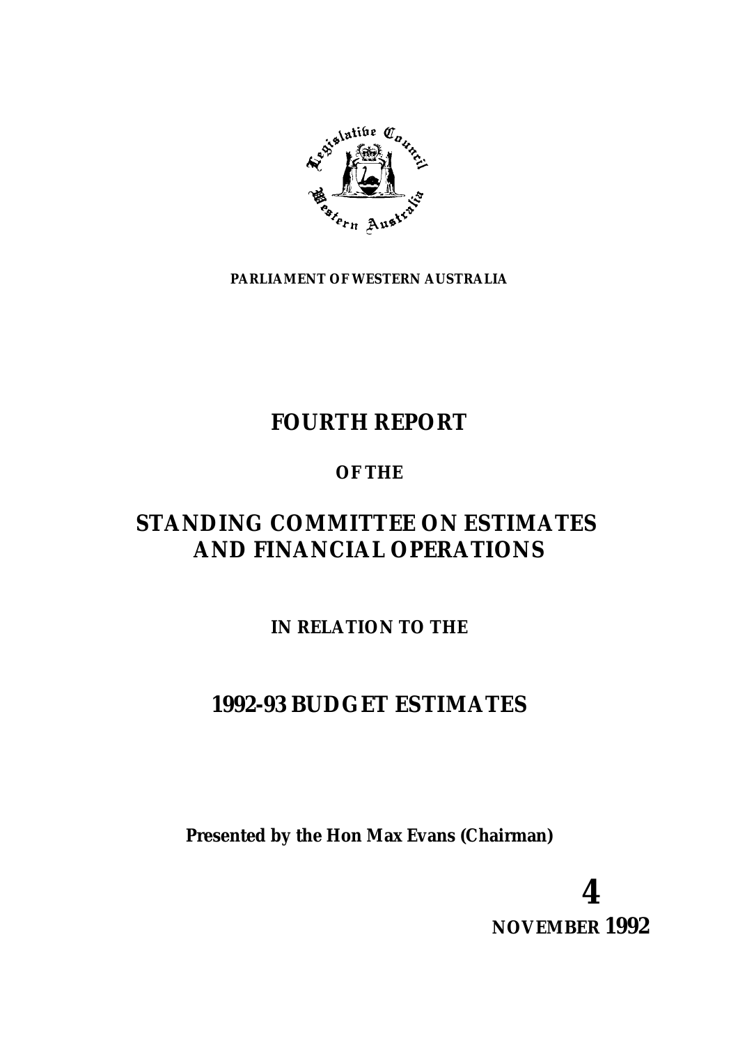PARLIAMENT OF WESTERN AUSTRALIA

# FOURTH REPORT

## OF THE

# STANDING COMMITTEE ON ESTIMATES AND FINANCIAL OPERATIONS

## IN RELATION TO THE

# 1992-93 BUDGET ESTIMATES

**Presented by the Hon Max Evans (Chairman)**

**4**
**NOVEMBER 1992**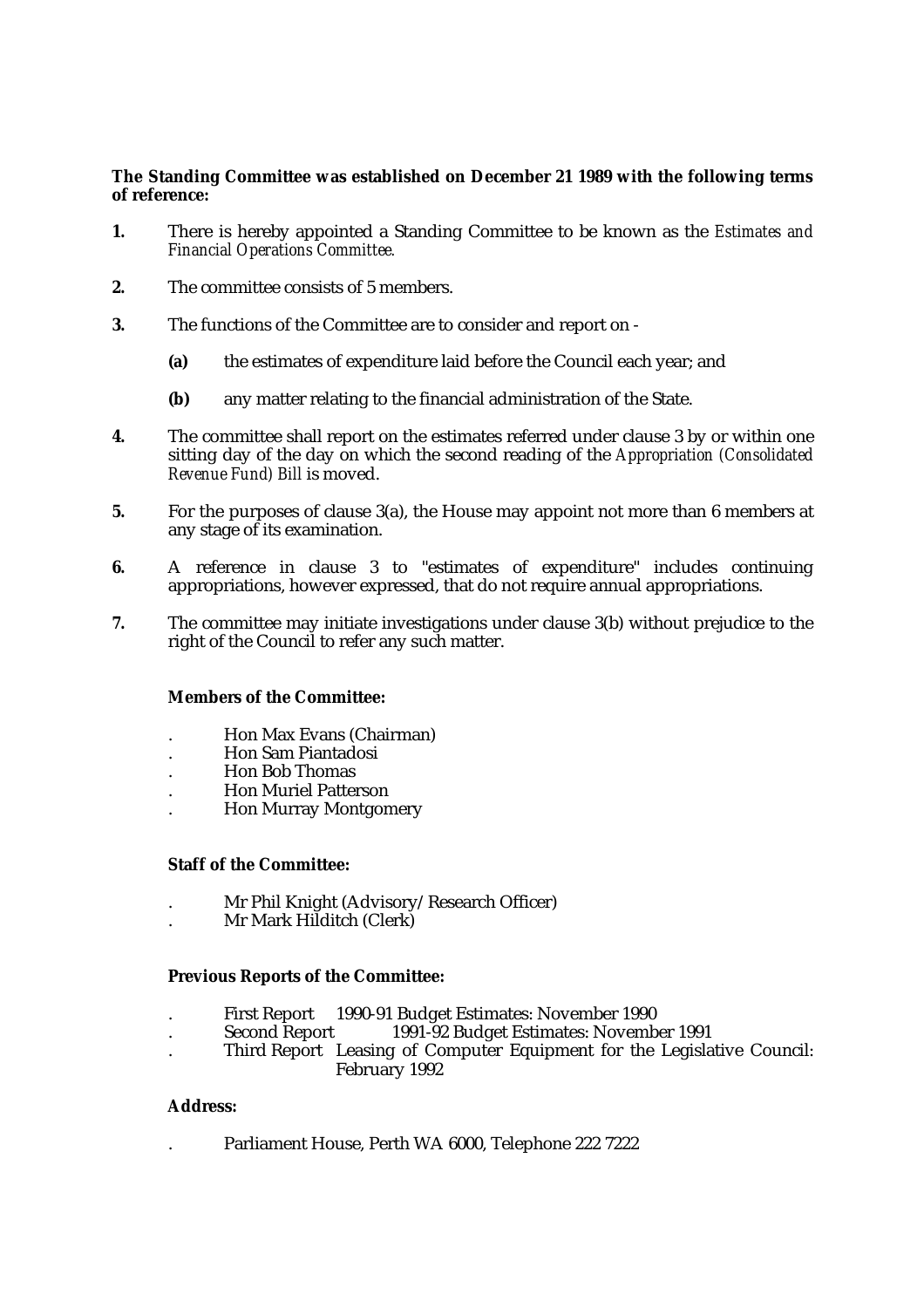**The Standing Committee was established on December 21 1989 with the following terms of reference:**

**1.** There is hereby appointed a Standing Committee to be known as the *Estimates and Financial Operations Committee.*

**2.** The committee consists of 5 members.

**3.** The functions of the Committee are to consider and report on -

   **(a)** the estimates of expenditure laid before the Council each year; and

   **(b)** any matter relating to the financial administration of the State.

**4.** The committee shall report on the estimates referred under clause 3 by or within one sitting day of the day on which the second reading of the *Appropriation (Consolidated Revenue Fund) Bill* is moved.

**5.** For the purposes of clause 3(a), the House may appoint not more than 6 members at any stage of its examination.

**6.** A reference in clause 3 to "estimates of expenditure" includes continuing appropriations, however expressed, that do not require annual appropriations.

**7.** The committee may initiate investigations under clause 3(b) without prejudice to the right of the Council to refer any such matter.

**Members of the Committee:**

- Hon Max Evans (Chairman)
- Hon Sam Piantadosi
- Hon Bob Thomas
- Hon Muriel Patterson
- Hon Murray Montgomery

**Staff of the Committee:**

- Mr Phil Knight (Advisory/Research Officer)
- Mr Mark Hilditch (Clerk)

**Previous Reports of the Committee:**

- First Report 1990-91 Budget Estimates: November 1990
- Second Report 1991-92 Budget Estimates: November 1991
- Third Report Leasing of Computer Equipment for the Legislative Council: February 1992

**Address:**

- Parliament House, Perth WA 6000, Telephone 222 7222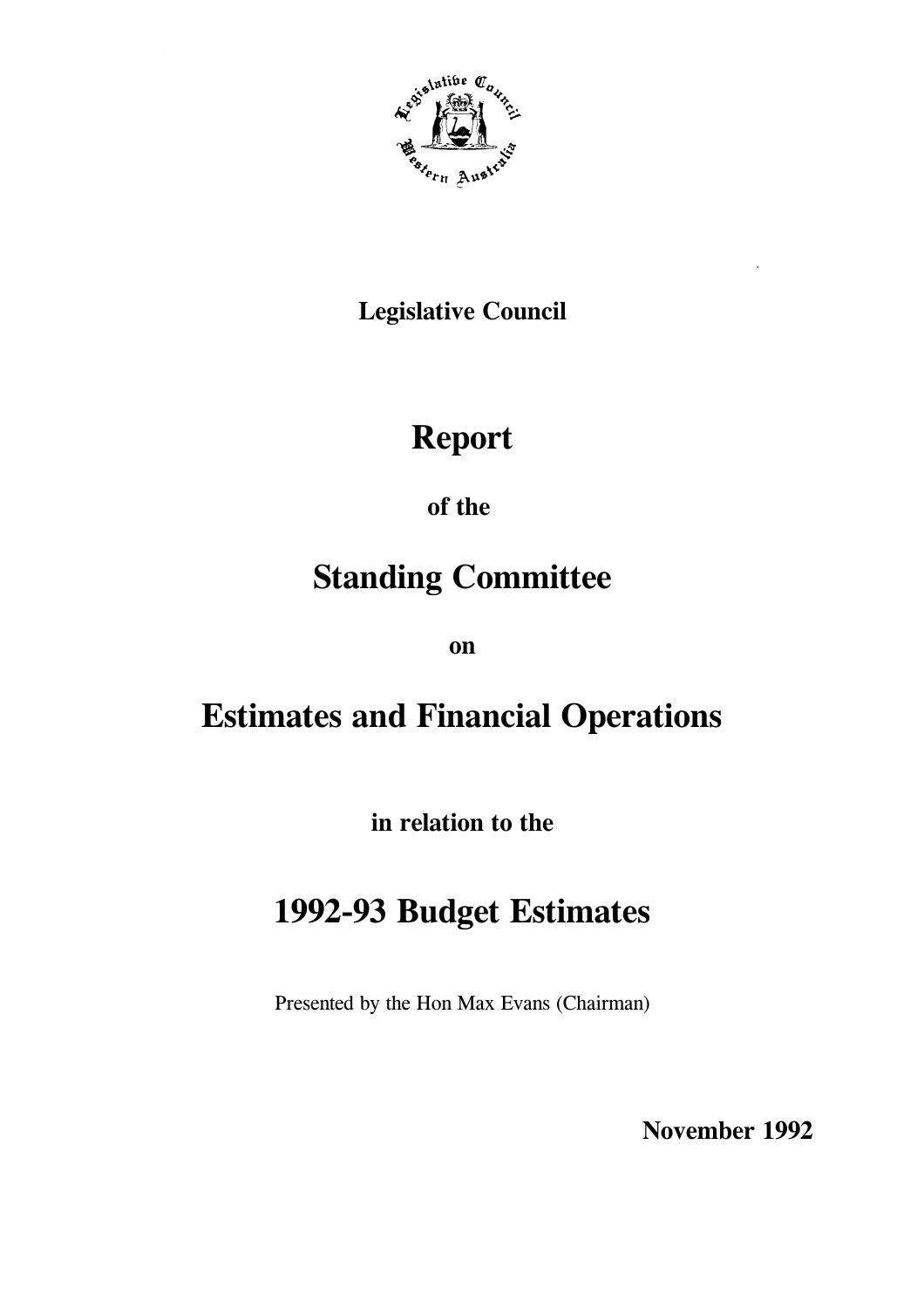**Legislative Council**

# Report

**of the**

# Standing Committee

**on**

# Estimates and Financial Operations

**in relation to the**

# 1992-93 Budget Estimates

Presented by the Hon Max Evans (Chairman)

**November 1992**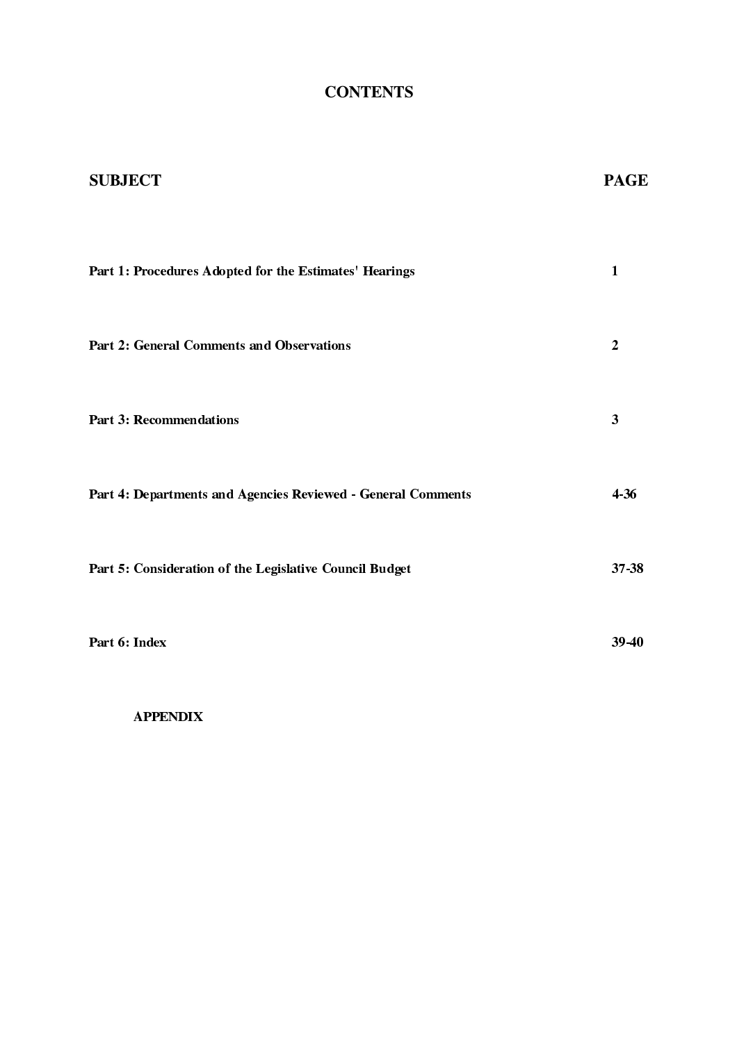# CONTENTS

| SUBJECT | PAGE |
|---|---|
| **Part 1: Procedures Adopted for the Estimates' Hearings** | **1** |
| **Part 2: General Comments and Observations** | **2** |
| **Part 3: Recommendations** | **3** |
| **Part 4: Departments and Agencies Reviewed - General Comments** | **4-36** |
| **Part 5: Consideration of the Legislative Council Budget** | **37-38** |
| **Part 6: Index** | **39-40** |

**APPENDIX**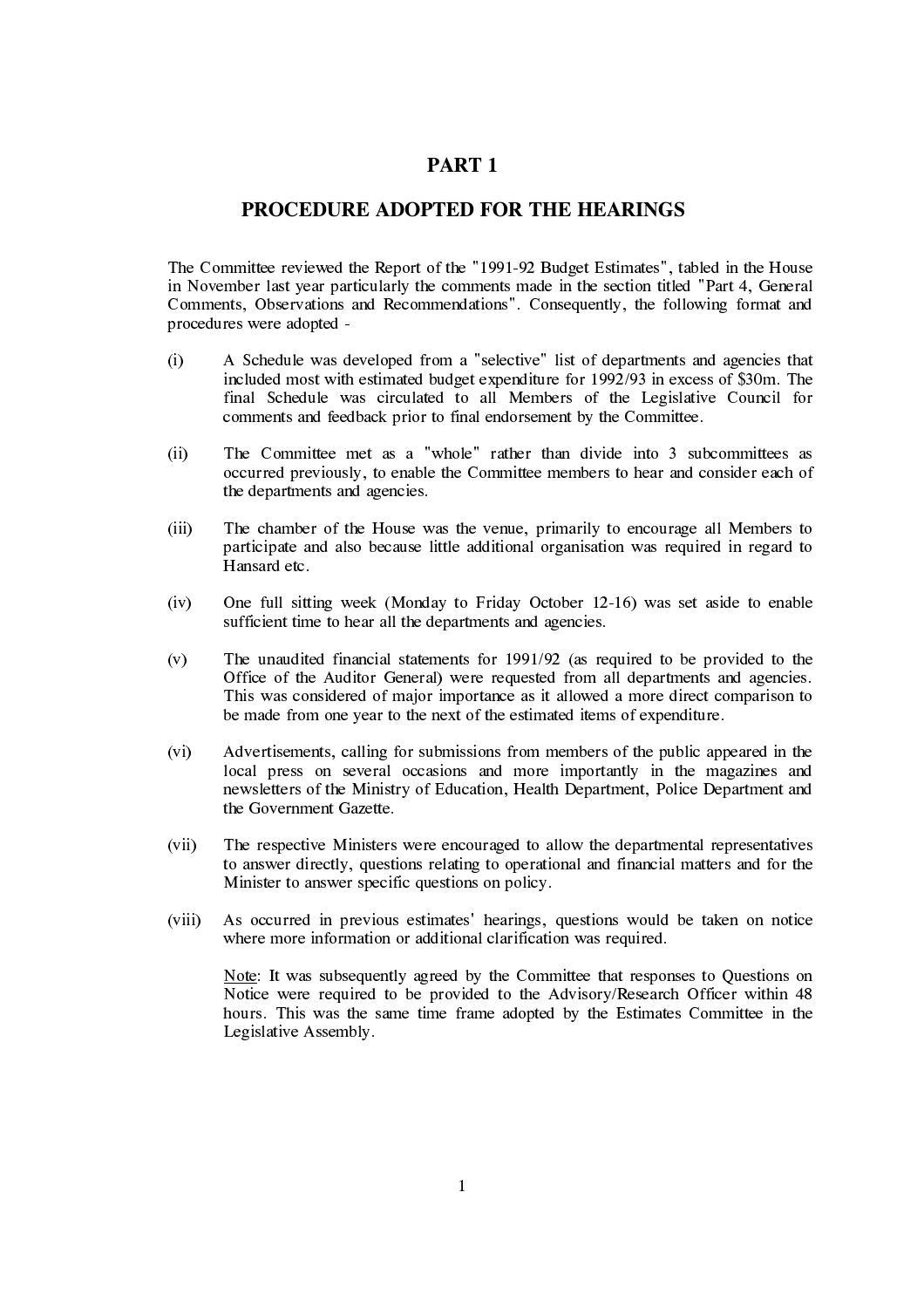# PART 1

## PROCEDURE ADOPTED FOR THE HEARINGS

The Committee reviewed the Report of the "1991-92 Budget Estimates", tabled in the House in November last year particularly the comments made in the section titled "Part 4, General Comments, Observations and Recommendations". Consequently, the following format and procedures were adopted -

(i) A Schedule was developed from a "selective" list of departments and agencies that included most with estimated budget expenditure for 1992/93 in excess of $30m. The final Schedule was circulated to all Members of the Legislative Council for comments and feedback prior to final endorsement by the Committee.

(ii) The Committee met as a "whole" rather than divide into 3 subcommittees as occurred previously, to enable the Committee members to hear and consider each of the departments and agencies.

(iii) The chamber of the House was the venue, primarily to encourage all Members to participate and also because little additional organisation was required in regard to Hansard etc.

(iv) One full sitting week (Monday to Friday October 12-16) was set aside to enable sufficient time to hear all the departments and agencies.

(v) The unaudited financial statements for 1991/92 (as required to be provided to the Office of the Auditor General) were requested from all departments and agencies. This was considered of major importance as it allowed a more direct comparison to be made from one year to the next of the estimated items of expenditure.

(vi) Advertisements, calling for submissions from members of the public appeared in the local press on several occasions and more importantly in the magazines and newsletters of the Ministry of Education, Health Department, Police Department and the Government Gazette.

(vii) The respective Ministers were encouraged to allow the departmental representatives to answer directly, questions relating to operational and financial matters and for the Minister to answer specific questions on policy.

(viii) As occurred in previous estimates' hearings, questions would be taken on notice where more information or additional clarification was required.

Note: It was subsequently agreed by the Committee that responses to Questions on Notice were required to be provided to the Advisory/Research Officer within 48 hours. This was the same time frame adopted by the Estimates Committee in the Legislative Assembly.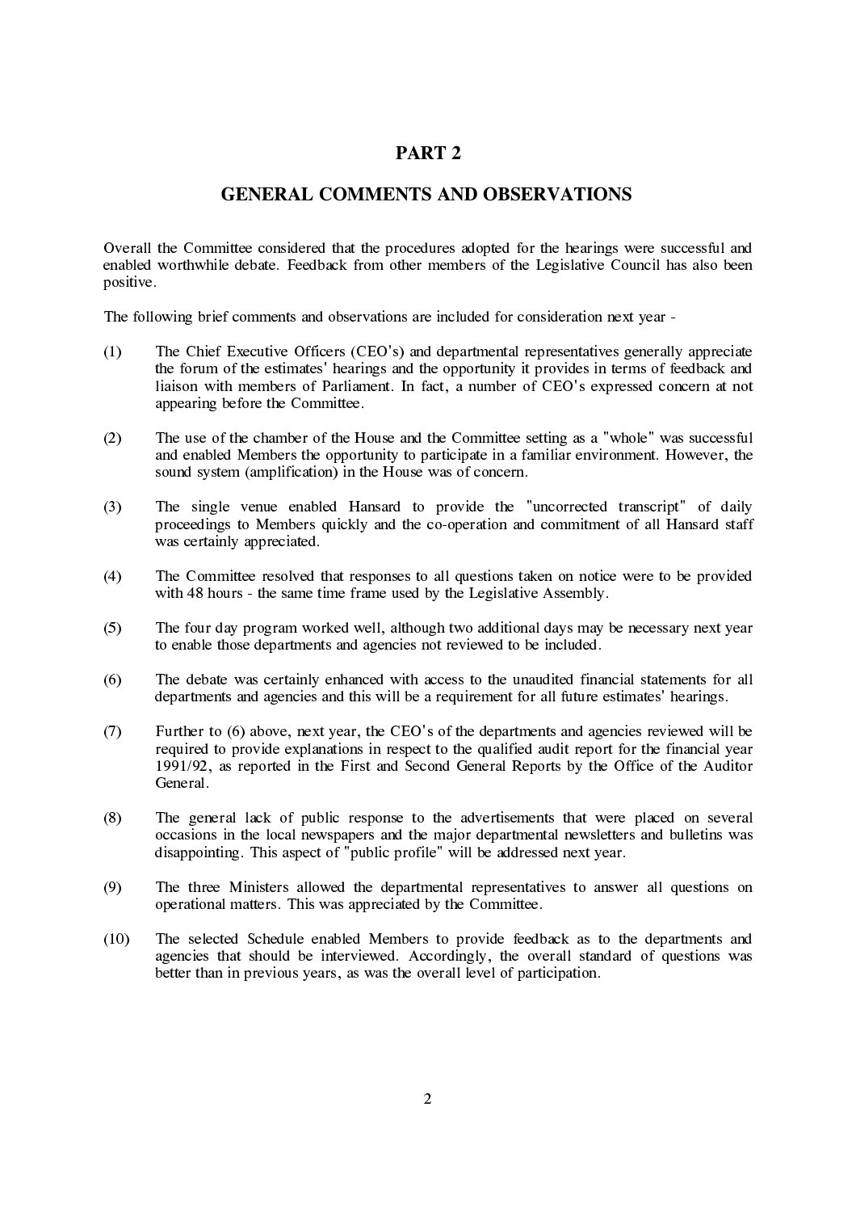# PART 2

## GENERAL COMMENTS AND OBSERVATIONS

Overall the Committee considered that the procedures adopted for the hearings were successful and enabled worthwhile debate. Feedback from other members of the Legislative Council has also been positive.

The following brief comments and observations are included for consideration next year -

(1) The Chief Executive Officers (CEO's) and departmental representatives generally appreciate the forum of the estimates' hearings and the opportunity it provides in terms of feedback and liaison with members of Parliament. In fact, a number of CEO's expressed concern at not appearing before the Committee.

(2) The use of the chamber of the House and the Committee setting as a "whole" was successful and enabled Members the opportunity to participate in a familiar environment. However, the sound system (amplification) in the House was of concern.

(3) The single venue enabled Hansard to provide the "uncorrected transcript" of daily proceedings to Members quickly and the co-operation and commitment of all Hansard staff was certainly appreciated.

(4) The Committee resolved that responses to all questions taken on notice were to be provided with 48 hours - the same time frame used by the Legislative Assembly.

(5) The four day program worked well, although two additional days may be necessary next year to enable those departments and agencies not reviewed to be included.

(6) The debate was certainly enhanced with access to the unaudited financial statements for all departments and agencies and this will be a requirement for all future estimates' hearings.

(7) Further to (6) above, next year, the CEO's of the departments and agencies reviewed will be required to provide explanations in respect to the qualified audit report for the financial year 1991/92, as reported in the First and Second General Reports by the Office of the Auditor General.

(8) The general lack of public response to the advertisements that were placed on several occasions in the local newspapers and the major departmental newsletters and bulletins was disappointing. This aspect of "public profile" will be addressed next year.

(9) The three Ministers allowed the departmental representatives to answer all questions on operational matters. This was appreciated by the Committee.

(10) The selected Schedule enabled Members to provide feedback as to the departments and agencies that should be interviewed. Accordingly, the overall standard of questions was better than in previous years, as was the overall level of participation.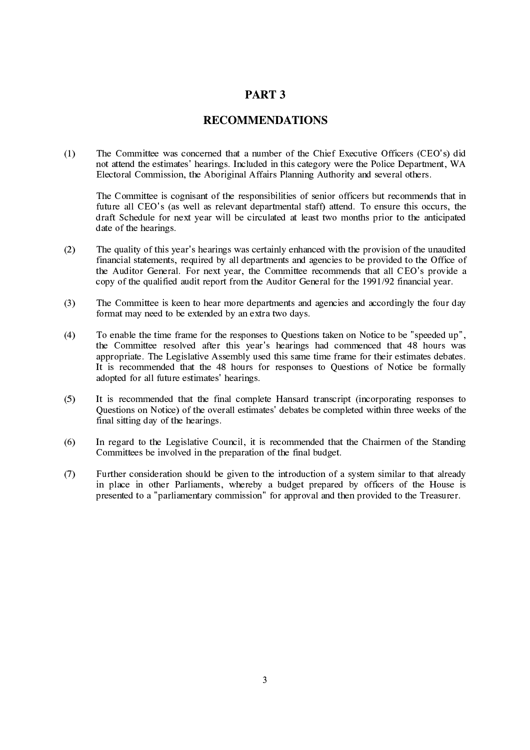# PART 3

## RECOMMENDATIONS

(1) The Committee was concerned that a number of the Chief Executive Officers (CEO's) did not attend the estimates' hearings. Included in this category were the Police Department, WA Electoral Commission, the Aboriginal Affairs Planning Authority and several others.

The Committee is cognisant of the responsibilities of senior officers but recommends that in future all CEO's (as well as relevant departmental staff) attend. To ensure this occurs, the draft Schedule for next year will be circulated at least two months prior to the anticipated date of the hearings.

(2) The quality of this year's hearings was certainly enhanced with the provision of the unaudited financial statements, required by all departments and agencies to be provided to the Office of the Auditor General. For next year, the Committee recommends that all CEO's provide a copy of the qualified audit report from the Auditor General for the 1991/92 financial year.

(3) The Committee is keen to hear more departments and agencies and accordingly the four day format may need to be extended by an extra two days.

(4) To enable the time frame for the responses to Questions taken on Notice to be "speeded up", the Committee resolved after this year's hearings had commenced that 48 hours was appropriate. The Legislative Assembly used this same time frame for their estimates debates. It is recommended that the 48 hours for responses to Questions of Notice be formally adopted for all future estimates' hearings.

(5) It is recommended that the final complete Hansard transcript (incorporating responses to Questions on Notice) of the overall estimates' debates be completed within three weeks of the final sitting day of the hearings.

(6) In regard to the Legislative Council, it is recommended that the Chairmen of the Standing Committees be involved in the preparation of the final budget.

(7) Further consideration should be given to the introduction of a system similar to that already in place in other Parliaments, whereby a budget prepared by officers of the House is presented to a "parliamentary commission" for approval and then provided to the Treasurer.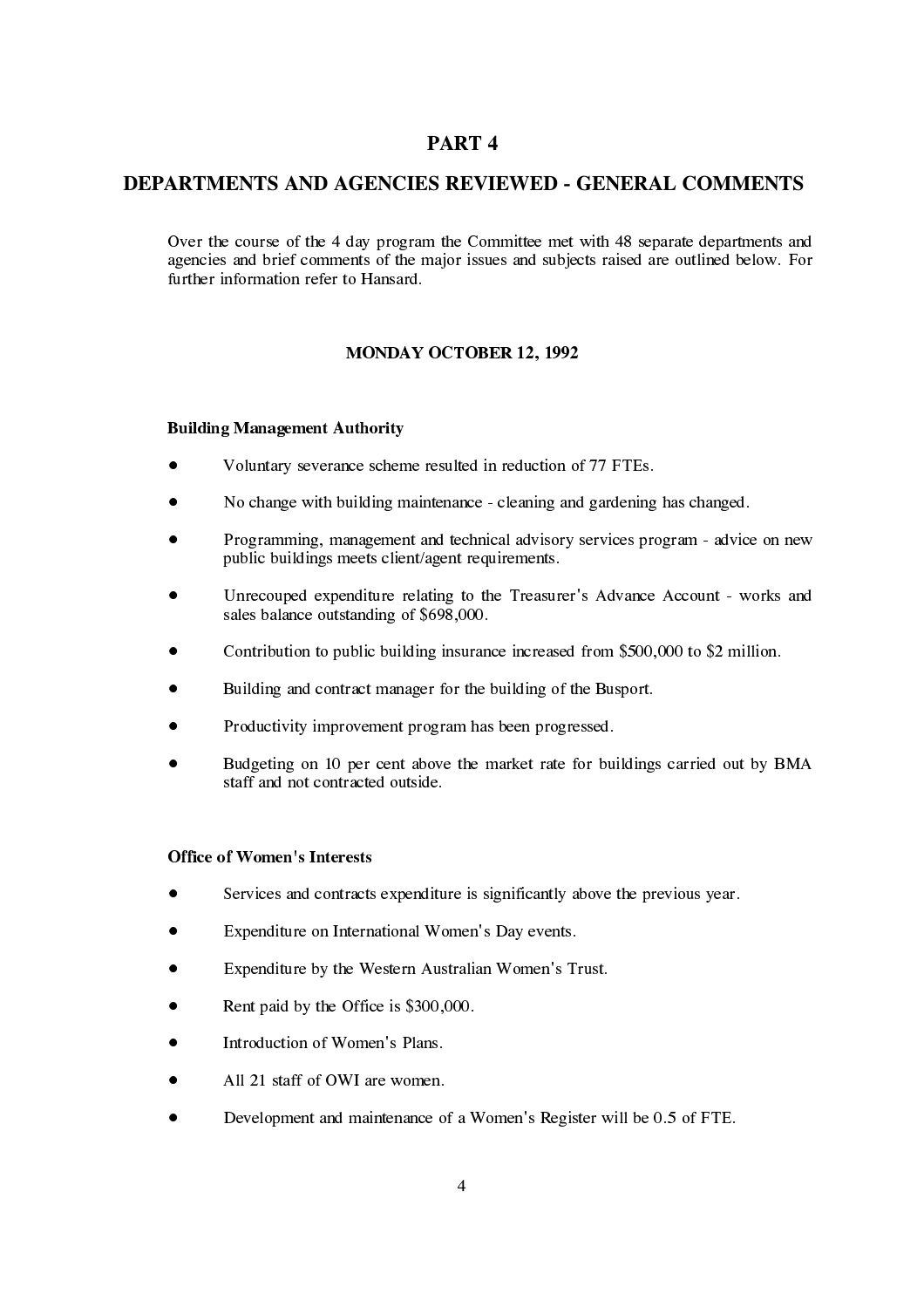# PART 4

## DEPARTMENTS AND AGENCIES REVIEWED - GENERAL COMMENTS

Over the course of the 4 day program the Committee met with 48 separate departments and agencies and brief comments of the major issues and subjects raised are outlined below. For further information refer to Hansard.

### MONDAY OCTOBER 12, 1992

**Building Management Authority**

- Voluntary severance scheme resulted in reduction of 77 FTEs.
- No change with building maintenance - cleaning and gardening has changed.
- Programming, management and technical advisory services program - advice on new public buildings meets client/agent requirements.
- Unrecouped expenditure relating to the Treasurer's Advance Account - works and sales balance outstanding of $698,000.
- Contribution to public building insurance increased from $500,000 to $2 million.
- Building and contract manager for the building of the Busport.
- Productivity improvement program has been progressed.
- Budgeting on 10 per cent above the market rate for buildings carried out by BMA staff and not contracted outside.

**Office of Women's Interests**

- Services and contracts expenditure is significantly above the previous year.
- Expenditure on International Women's Day events.
- Expenditure by the Western Australian Women's Trust.
- Rent paid by the Office is $300,000.
- Introduction of Women's Plans.
- All 21 staff of OWI are women.
- Development and maintenance of a Women's Register will be 0.5 of FTE.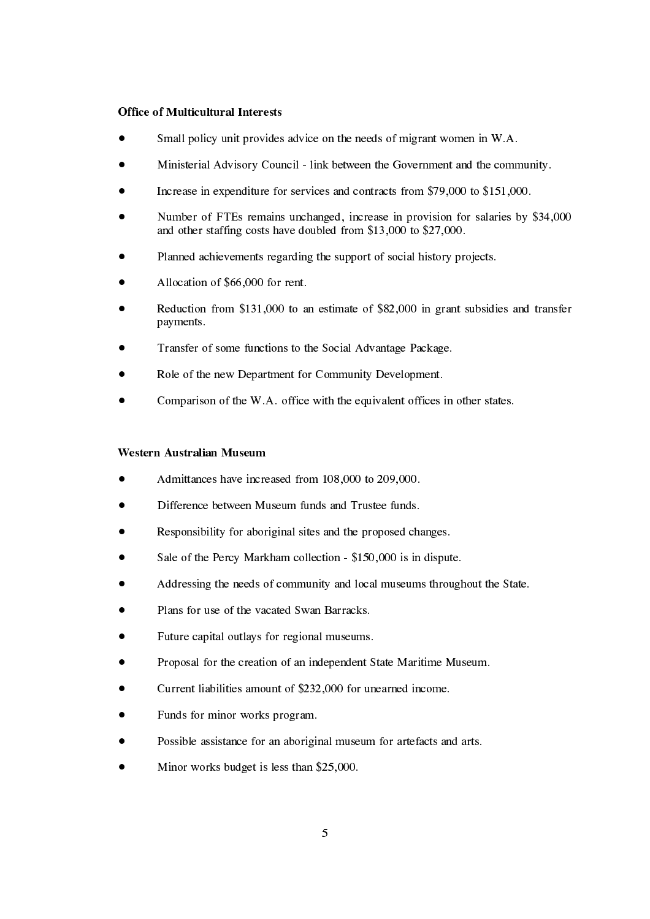**Office of Multicultural Interests**

- Small policy unit provides advice on the needs of migrant women in W.A.
- Ministerial Advisory Council - link between the Government and the community.
- Increase in expenditure for services and contracts from $79,000 to $151,000.
- Number of FTEs remains unchanged, increase in provision for salaries by $34,000 and other staffing costs have doubled from $13,000 to $27,000.
- Planned achievements regarding the support of social history projects.
- Allocation of $66,000 for rent.
- Reduction from $131,000 to an estimate of $82,000 in grant subsidies and transfer payments.
- Transfer of some functions to the Social Advantage Package.
- Role of the new Department for Community Development.
- Comparison of the W.A. office with the equivalent offices in other states.

**Western Australian Museum**

- Admittances have increased from 108,000 to 209,000.
- Difference between Museum funds and Trustee funds.
- Responsibility for aboriginal sites and the proposed changes.
- Sale of the Percy Markham collection - $150,000 is in dispute.
- Addressing the needs of community and local museums throughout the State.
- Plans for use of the vacated Swan Barracks.
- Future capital outlays for regional museums.
- Proposal for the creation of an independent State Maritime Museum.
- Current liabilities amount of $232,000 for unearned income.
- Funds for minor works program.
- Possible assistance for an aboriginal museum for artefacts and arts.
- Minor works budget is less than $25,000.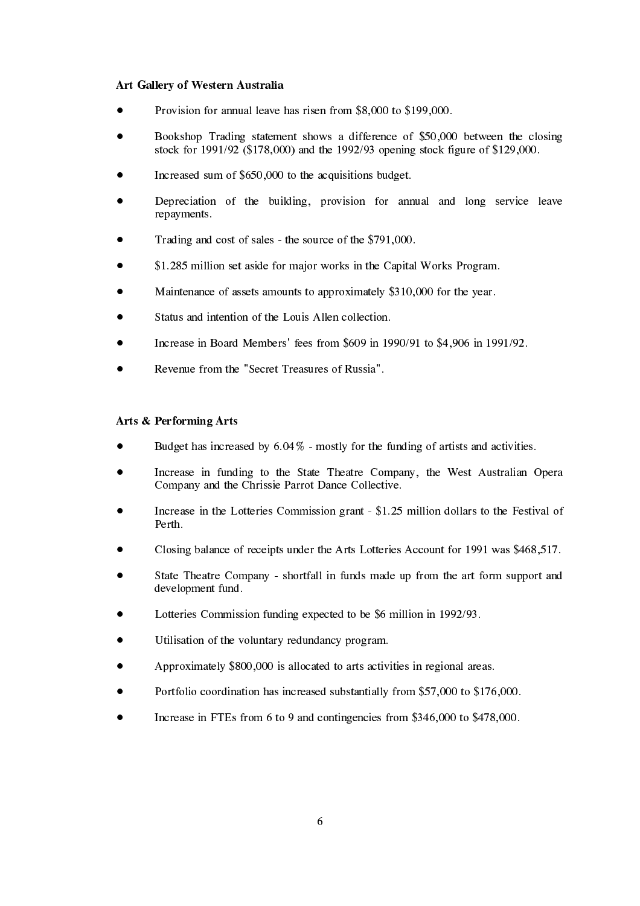**Art Gallery of Western Australia**

- Provision for annual leave has risen from $8,000 to $199,000.
- Bookshop Trading statement shows a difference of $50,000 between the closing stock for 1991/92 ($178,000) and the 1992/93 opening stock figure of $129,000.
- Increased sum of $650,000 to the acquisitions budget.
- Depreciation of the building, provision for annual and long service leave repayments.
- Trading and cost of sales - the source of the $791,000.
- $1.285 million set aside for major works in the Capital Works Program.
- Maintenance of assets amounts to approximately $310,000 for the year.
- Status and intention of the Louis Allen collection.
- Increase in Board Members' fees from $609 in 1990/91 to $4,906 in 1991/92.
- Revenue from the "Secret Treasures of Russia".

**Arts & Performing Arts**

- Budget has increased by 6.04% - mostly for the funding of artists and activities.
- Increase in funding to the State Theatre Company, the West Australian Opera Company and the Chrissie Parrot Dance Collective.
- Increase in the Lotteries Commission grant - $1.25 million dollars to the Festival of Perth.
- Closing balance of receipts under the Arts Lotteries Account for 1991 was $468,517.
- State Theatre Company - shortfall in funds made up from the art form support and development fund.
- Lotteries Commission funding expected to be $6 million in 1992/93.
- Utilisation of the voluntary redundancy program.
- Approximately $800,000 is allocated to arts activities in regional areas.
- Portfolio coordination has increased substantially from $57,000 to $176,000.
- Increase in FTEs from 6 to 9 and contingencies from $346,000 to $478,000.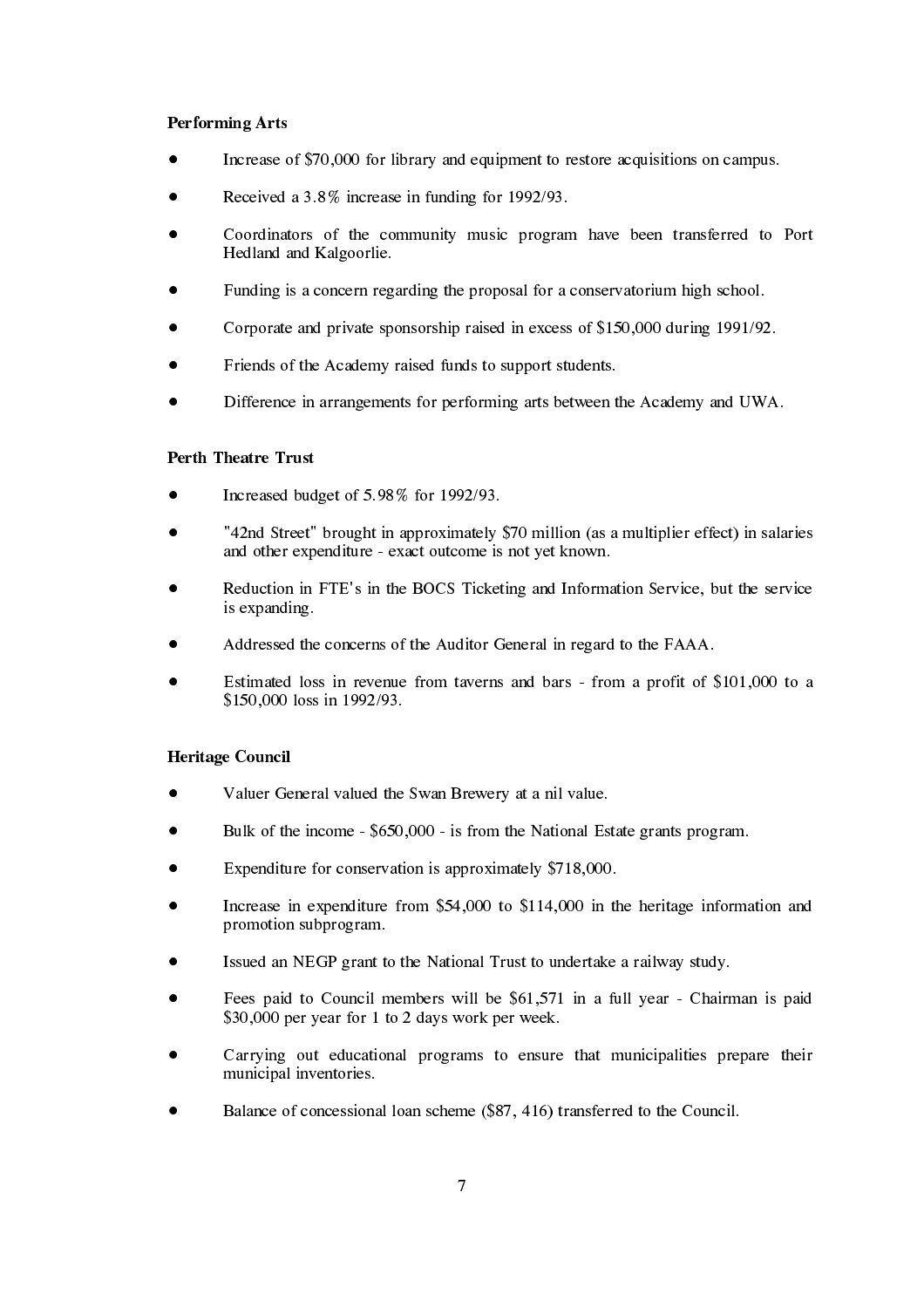**Performing Arts**

- Increase of $70,000 for library and equipment to restore acquisitions on campus.
- Received a 3.8% increase in funding for 1992/93.
- Coordinators of the community music program have been transferred to Port Hedland and Kalgoorlie.
- Funding is a concern regarding the proposal for a conservatorium high school.
- Corporate and private sponsorship raised in excess of $150,000 during 1991/92.
- Friends of the Academy raised funds to support students.
- Difference in arrangements for performing arts between the Academy and UWA.

**Perth Theatre Trust**

- Increased budget of 5.98% for 1992/93.
- "42nd Street" brought in approximately $70 million (as a multiplier effect) in salaries and other expenditure - exact outcome is not yet known.
- Reduction in FTE's in the BOCS Ticketing and Information Service, but the service is expanding.
- Addressed the concerns of the Auditor General in regard to the FAAA.
- Estimated loss in revenue from taverns and bars - from a profit of $101,000 to a $150,000 loss in 1992/93.

**Heritage Council**

- Valuer General valued the Swan Brewery at a nil value.
- Bulk of the income - $650,000 - is from the National Estate grants program.
- Expenditure for conservation is approximately $718,000.
- Increase in expenditure from $54,000 to $114,000 in the heritage information and promotion subprogram.
- Issued an NEGP grant to the National Trust to undertake a railway study.
- Fees paid to Council members will be $61,571 in a full year - Chairman is paid $30,000 per year for 1 to 2 days work per week.
- Carrying out educational programs to ensure that municipalities prepare their municipal inventories.
- Balance of concessional loan scheme ($87, 416) transferred to the Council.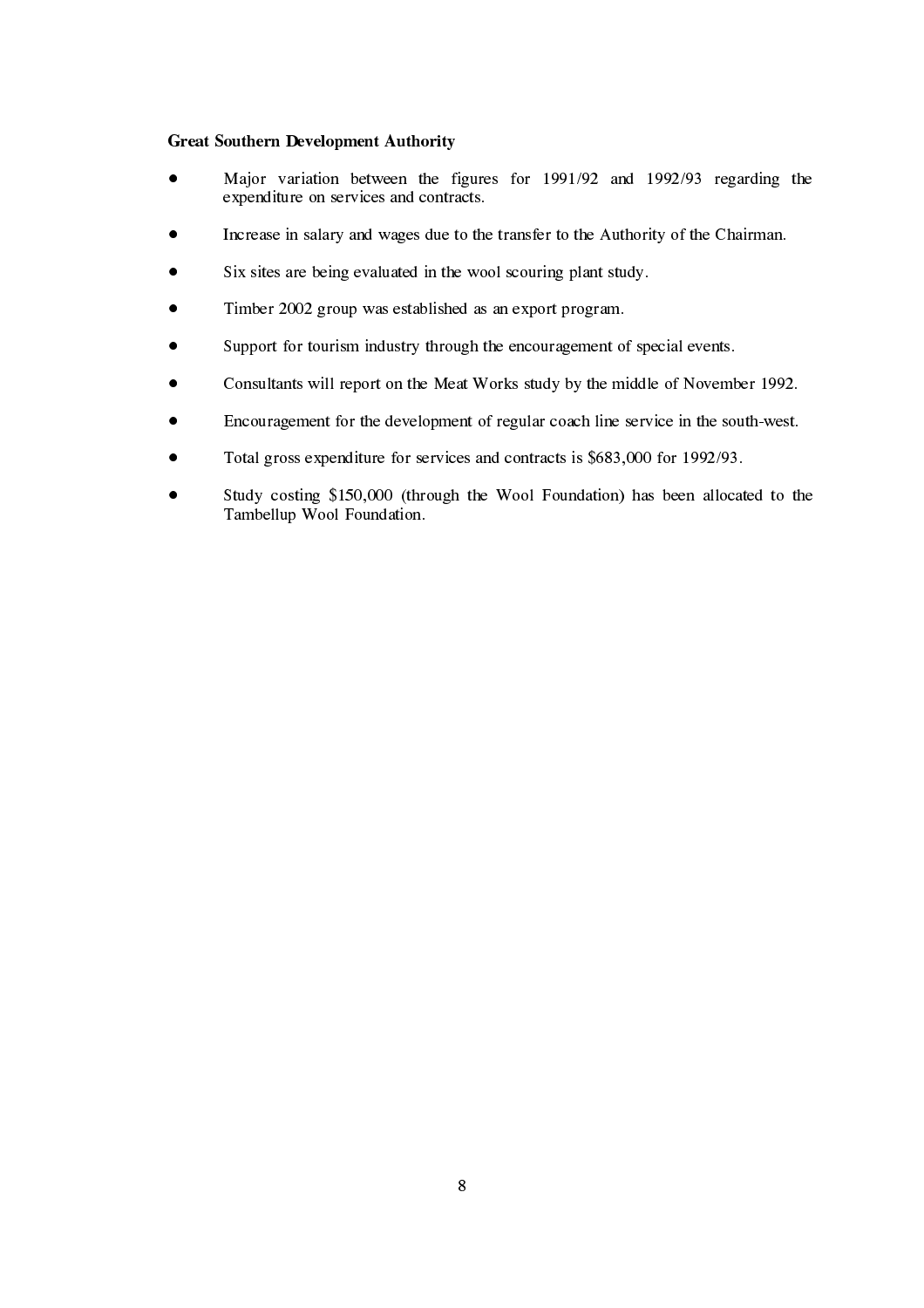**Great Southern Development Authority**

- Major variation between the figures for 1991/92 and 1992/93 regarding the expenditure on services and contracts.
- Increase in salary and wages due to the transfer to the Authority of the Chairman.
- Six sites are being evaluated in the wool scouring plant study.
- Timber 2002 group was established as an export program.
- Support for tourism industry through the encouragement of special events.
- Consultants will report on the Meat Works study by the middle of November 1992.
- Encouragement for the development of regular coach line service in the south-west.
- Total gross expenditure for services and contracts is $683,000 for 1992/93.
- Study costing $150,000 (through the Wool Foundation) has been allocated to the Tambellup Wool Foundation.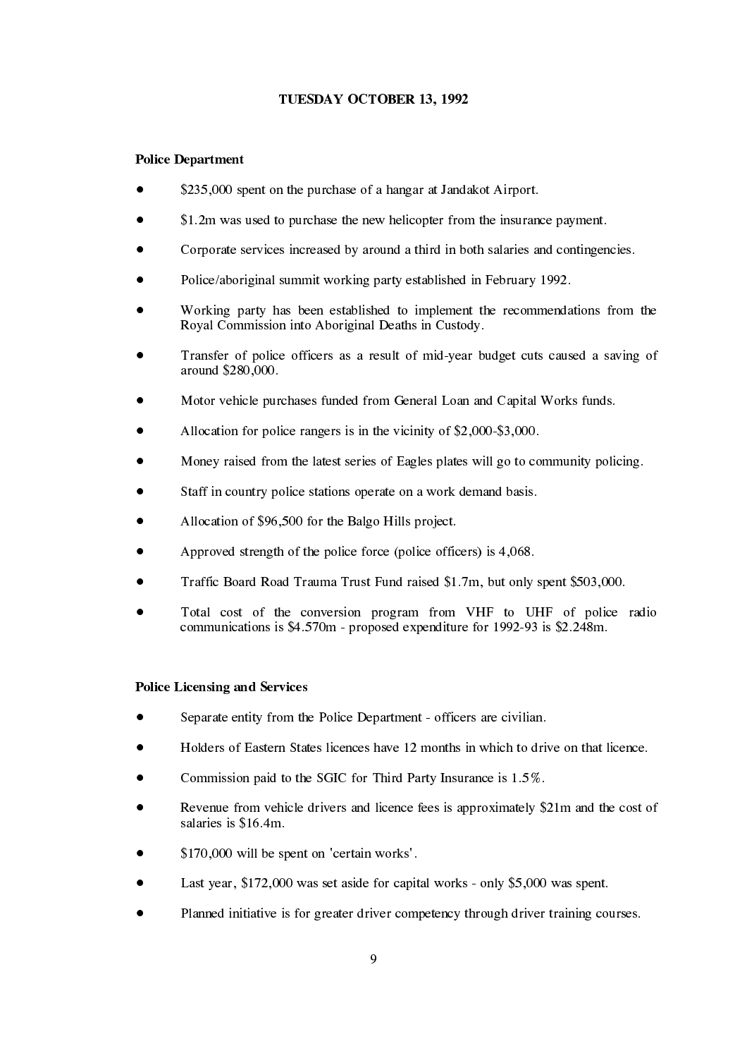## TUESDAY OCTOBER 13, 1992

### Police Department

- $235,000 spent on the purchase of a hangar at Jandakot Airport.
- $1.2m was used to purchase the new helicopter from the insurance payment.
- Corporate services increased by around a third in both salaries and contingencies.
- Police/aboriginal summit working party established in February 1992.
- Working party has been established to implement the recommendations from the Royal Commission into Aboriginal Deaths in Custody.
- Transfer of police officers as a result of mid-year budget cuts caused a saving of around $280,000.
- Motor vehicle purchases funded from General Loan and Capital Works funds.
- Allocation for police rangers is in the vicinity of $2,000-$3,000.
- Money raised from the latest series of Eagles plates will go to community policing.
- Staff in country police stations operate on a work demand basis.
- Allocation of $96,500 for the Balgo Hills project.
- Approved strength of the police force (police officers) is 4,068.
- Traffic Board Road Trauma Trust Fund raised $1.7m, but only spent $503,000.
- Total cost of the conversion program from VHF to UHF of police radio communications is $4.570m - proposed expenditure for 1992-93 is $2.248m.

### Police Licensing and Services

- Separate entity from the Police Department - officers are civilian.
- Holders of Eastern States licences have 12 months in which to drive on that licence.
- Commission paid to the SGIC for Third Party Insurance is 1.5%.
- Revenue from vehicle drivers and licence fees is approximately $21m and the cost of salaries is $16.4m.
- $170,000 will be spent on 'certain works'.
- Last year, $172,000 was set aside for capital works - only $5,000 was spent.
- Planned initiative is for greater driver competency through driver training courses.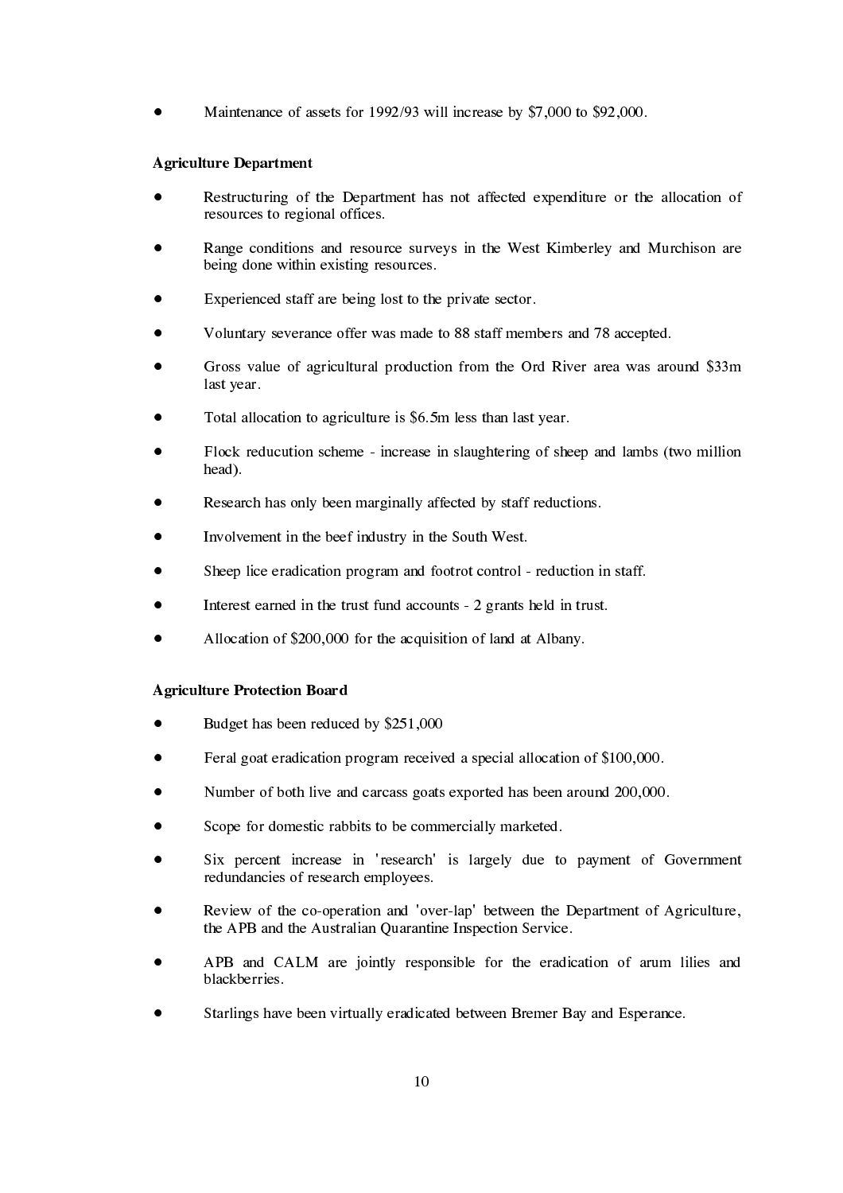- Maintenance of assets for 1992/93 will increase by $7,000 to $92,000.

**Agriculture Department**

- Restructuring of the Department has not affected expenditure or the allocation of resources to regional offices.
- Range conditions and resource surveys in the West Kimberley and Murchison are being done within existing resources.
- Experienced staff are being lost to the private sector.
- Voluntary severance offer was made to 88 staff members and 78 accepted.
- Gross value of agricultural production from the Ord River area was around $33m last year.
- Total allocation to agriculture is $6.5m less than last year.
- Flock reducution scheme - increase in slaughtering of sheep and lambs (two million head).
- Research has only been marginally affected by staff reductions.
- Involvement in the beef industry in the South West.
- Sheep lice eradication program and footrot control - reduction in staff.
- Interest earned in the trust fund accounts - 2 grants held in trust.
- Allocation of $200,000 for the acquisition of land at Albany.

**Agriculture Protection Board**

- Budget has been reduced by $251,000
- Feral goat eradication program received a special allocation of $100,000.
- Number of both live and carcass goats exported has been around 200,000.
- Scope for domestic rabbits to be commercially marketed.
- Six percent increase in 'research' is largely due to payment of Government redundancies of research employees.
- Review of the co-operation and 'over-lap' between the Department of Agriculture, the APB and the Australian Quarantine Inspection Service.
- APB and CALM are jointly responsible for the eradication of arum lilies and blackberries.
- Starlings have been virtually eradicated between Bremer Bay and Esperance.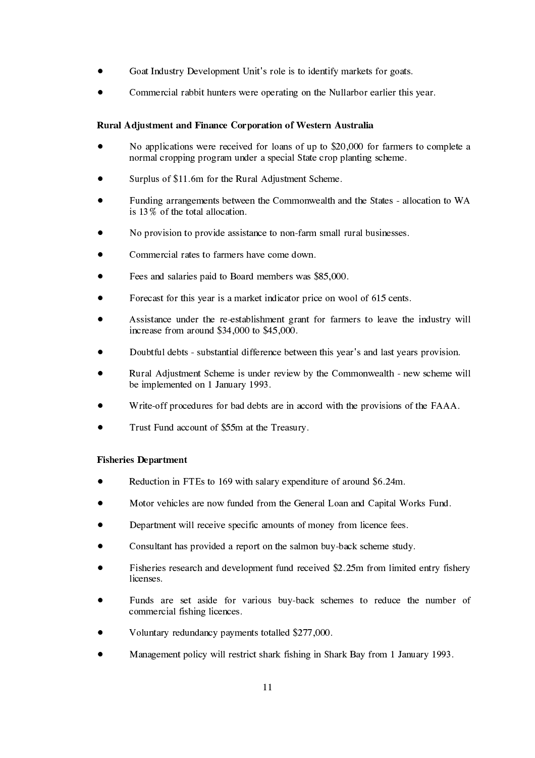- Goat Industry Development Unit's role is to identify markets for goats.
- Commercial rabbit hunters were operating on the Nullarbor earlier this year.

**Rural Adjustment and Finance Corporation of Western Australia**

- No applications were received for loans of up to $20,000 for farmers to complete a normal cropping program under a special State crop planting scheme.
- Surplus of $11.6m for the Rural Adjustment Scheme.
- Funding arrangements between the Commonwealth and the States - allocation to WA is 13% of the total allocation.
- No provision to provide assistance to non-farm small rural businesses.
- Commercial rates to farmers have come down.
- Fees and salaries paid to Board members was $85,000.
- Forecast for this year is a market indicator price on wool of 615 cents.
- Assistance under the re-establishment grant for farmers to leave the industry will increase from around $34,000 to $45,000.
- Doubtful debts - substantial difference between this year's and last years provision.
- Rural Adjustment Scheme is under review by the Commonwealth - new scheme will be implemented on 1 January 1993.
- Write-off procedures for bad debts are in accord with the provisions of the FAAA.
- Trust Fund account of $55m at the Treasury.

**Fisheries Department**

- Reduction in FTEs to 169 with salary expenditure of around $6.24m.
- Motor vehicles are now funded from the General Loan and Capital Works Fund.
- Department will receive specific amounts of money from licence fees.
- Consultant has provided a report on the salmon buy-back scheme study.
- Fisheries research and development fund received $2.25m from limited entry fishery licenses.
- Funds are set aside for various buy-back schemes to reduce the number of commercial fishing licences.
- Voluntary redundancy payments totalled $277,000.
- Management policy will restrict shark fishing in Shark Bay from 1 January 1993.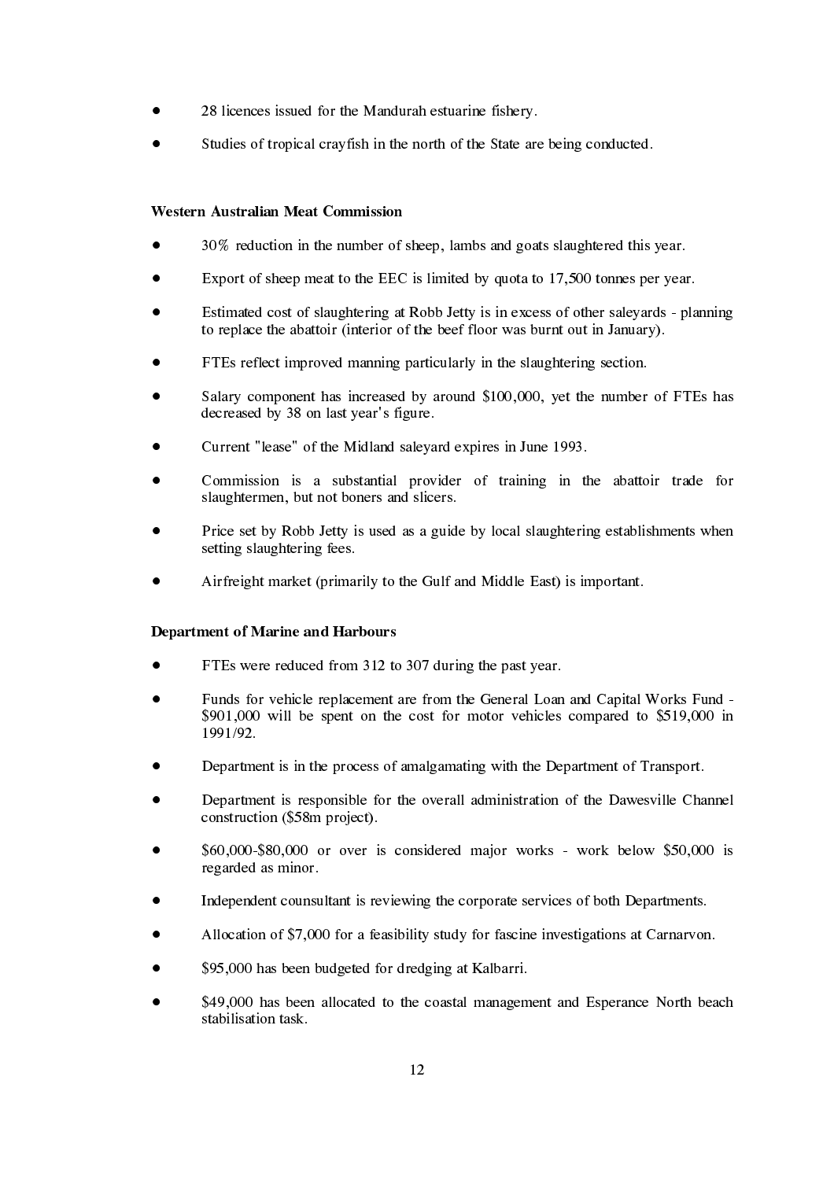- 28 licences issued for the Mandurah estuarine fishery.
- Studies of tropical crayfish in the north of the State are being conducted.

**Western Australian Meat Commission**

- 30% reduction in the number of sheep, lambs and goats slaughtered this year.
- Export of sheep meat to the EEC is limited by quota to 17,500 tonnes per year.
- Estimated cost of slaughtering at Robb Jetty is in excess of other saleyards - planning to replace the abattoir (interior of the beef floor was burnt out in January).
- FTEs reflect improved manning particularly in the slaughtering section.
- Salary component has increased by around $100,000, yet the number of FTEs has decreased by 38 on last year's figure.
- Current "lease" of the Midland saleyard expires in June 1993.
- Commission is a substantial provider of training in the abattoir trade for slaughtermen, but not boners and slicers.
- Price set by Robb Jetty is used as a guide by local slaughtering establishments when setting slaughtering fees.
- Airfreight market (primarily to the Gulf and Middle East) is important.

**Department of Marine and Harbours**

- FTEs were reduced from 312 to 307 during the past year.
- Funds for vehicle replacement are from the General Loan and Capital Works Fund - $901,000 will be spent on the cost for motor vehicles compared to $519,000 in 1991/92.
- Department is in the process of amalgamating with the Department of Transport.
- Department is responsible for the overall administration of the Dawesville Channel construction ($58m project).
- $60,000-$80,000 or over is considered major works - work below $50,000 is regarded as minor.
- Independent counsultant is reviewing the corporate services of both Departments.
- Allocation of $7,000 for a feasibility study for fascine investigations at Carnarvon.
- $95,000 has been budgeted for dredging at Kalbarri.
- $49,000 has been allocated to the coastal management and Esperance North beach stabilisation task.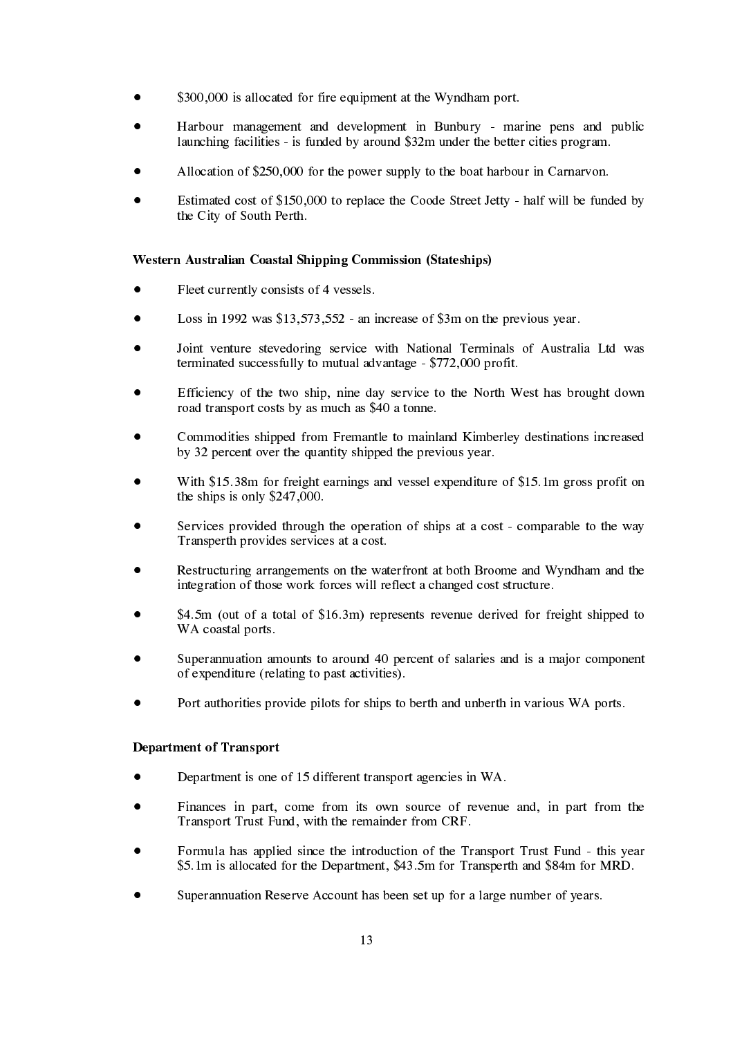- $300,000 is allocated for fire equipment at the Wyndham port.

- Harbour management and development in Bunbury - marine pens and public launching facilities - is funded by around $32m under the better cities program.

- Allocation of $250,000 for the power supply to the boat harbour in Carnarvon.

- Estimated cost of $150,000 to replace the Coode Street Jetty - half will be funded by the City of South Perth.

**Western Australian Coastal Shipping Commission (Stateships)**

- Fleet currently consists of 4 vessels.

- Loss in 1992 was $13,573,552 - an increase of $3m on the previous year.

- Joint venture stevedoring service with National Terminals of Australia Ltd was terminated successfully to mutual advantage - $772,000 profit.

- Efficiency of the two ship, nine day service to the North West has brought down road transport costs by as much as $40 a tonne.

- Commodities shipped from Fremantle to mainland Kimberley destinations increased by 32 percent over the quantity shipped the previous year.

- With $15.38m for freight earnings and vessel expenditure of $15.1m gross profit on the ships is only $247,000.

- Services provided through the operation of ships at a cost - comparable to the way Transperth provides services at a cost.

- Restructuring arrangements on the waterfront at both Broome and Wyndham and the integration of those work forces will reflect a changed cost structure.

- $4.5m (out of a total of $16.3m) represents revenue derived for freight shipped to WA coastal ports.

- Superannuation amounts to around 40 percent of salaries and is a major component of expenditure (relating to past activities).

- Port authorities provide pilots for ships to berth and unberth in various WA ports.

**Department of Transport**

- Department is one of 15 different transport agencies in WA.

- Finances in part, come from its own source of revenue and, in part from the Transport Trust Fund, with the remainder from CRF.

- Formula has applied since the introduction of the Transport Trust Fund - this year $5.1m is allocated for the Department, $43.5m for Transperth and $84m for MRD.

- Superannuation Reserve Account has been set up for a large number of years.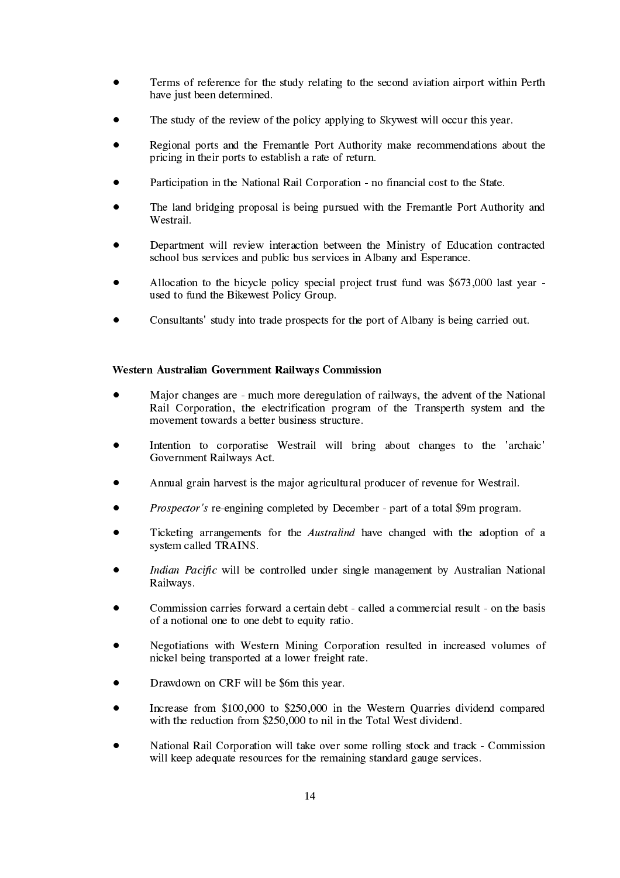- Terms of reference for the study relating to the second aviation airport within Perth have just been determined.

- The study of the review of the policy applying to Skywest will occur this year.

- Regional ports and the Fremantle Port Authority make recommendations about the pricing in their ports to establish a rate of return.

- Participation in the National Rail Corporation - no financial cost to the State.

- The land bridging proposal is being pursued with the Fremantle Port Authority and Westrail.

- Department will review interaction between the Ministry of Education contracted school bus services and public bus services in Albany and Esperance.

- Allocation to the bicycle policy special project trust fund was $673,000 last year - used to fund the Bikewest Policy Group.

- Consultants' study into trade prospects for the port of Albany is being carried out.

**Western Australian Government Railways Commission**

- Major changes are - much more deregulation of railways, the advent of the National Rail Corporation, the electrification program of the Transperth system and the movement towards a better business structure.

- Intention to corporatise Westrail will bring about changes to the 'archaic' Government Railways Act.

- Annual grain harvest is the major agricultural producer of revenue for Westrail.

- *Prospector's* re-engining completed by December - part of a total $9m program.

- Ticketing arrangements for the *Australind* have changed with the adoption of a system called TRAINS.

- *Indian Pacific* will be controlled under single management by Australian National Railways.

- Commission carries forward a certain debt - called a commercial result - on the basis of a notional one to one debt to equity ratio.

- Negotiations with Western Mining Corporation resulted in increased volumes of nickel being transported at a lower freight rate.

- Drawdown on CRF will be $6m this year.

- Increase from $100,000 to $250,000 in the Western Quarries dividend compared with the reduction from $250,000 to nil in the Total West dividend.

- National Rail Corporation will take over some rolling stock and track - Commission will keep adequate resources for the remaining standard gauge services.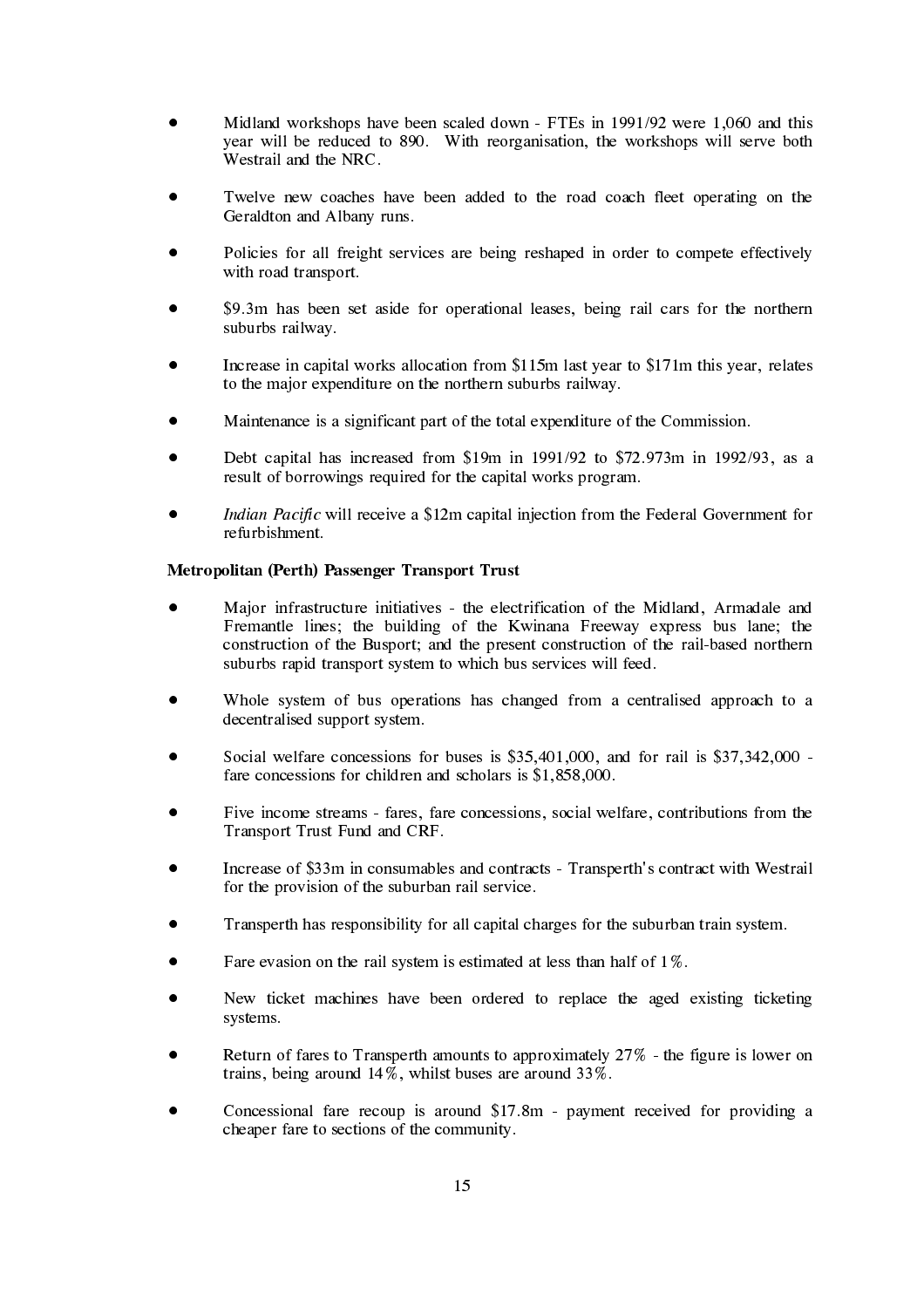- Midland workshops have been scaled down - FTEs in 1991/92 were 1,060 and this year will be reduced to 890. With reorganisation, the workshops will serve both Westrail and the NRC.

- Twelve new coaches have been added to the road coach fleet operating on the Geraldton and Albany runs.

- Policies for all freight services are being reshaped in order to compete effectively with road transport.

- $9.3m has been set aside for operational leases, being rail cars for the northern suburbs railway.

- Increase in capital works allocation from $115m last year to $171m this year, relates to the major expenditure on the northern suburbs railway.

- Maintenance is a significant part of the total expenditure of the Commission.

- Debt capital has increased from $19m in 1991/92 to $72.973m in 1992/93, as a result of borrowings required for the capital works program.

- *Indian Pacific* will receive a $12m capital injection from the Federal Government for refurbishment.

**Metropolitan (Perth) Passenger Transport Trust**

- Major infrastructure initiatives - the electrification of the Midland, Armadale and Fremantle lines; the building of the Kwinana Freeway express bus lane; the construction of the Busport; and the present construction of the rail-based northern suburbs rapid transport system to which bus services will feed.

- Whole system of bus operations has changed from a centralised approach to a decentralised support system.

- Social welfare concessions for buses is $35,401,000, and for rail is $37,342,000 - fare concessions for children and scholars is $1,858,000.

- Five income streams - fares, fare concessions, social welfare, contributions from the Transport Trust Fund and CRF.

- Increase of $33m in consumables and contracts - Transperth's contract with Westrail for the provision of the suburban rail service.

- Transperth has responsibility for all capital charges for the suburban train system.

- Fare evasion on the rail system is estimated at less than half of 1%.

- New ticket machines have been ordered to replace the aged existing ticketing systems.

- Return of fares to Transperth amounts to approximately 27% - the figure is lower on trains, being around 14%, whilst buses are around 33%.

- Concessional fare recoup is around $17.8m - payment received for providing a cheaper fare to sections of the community.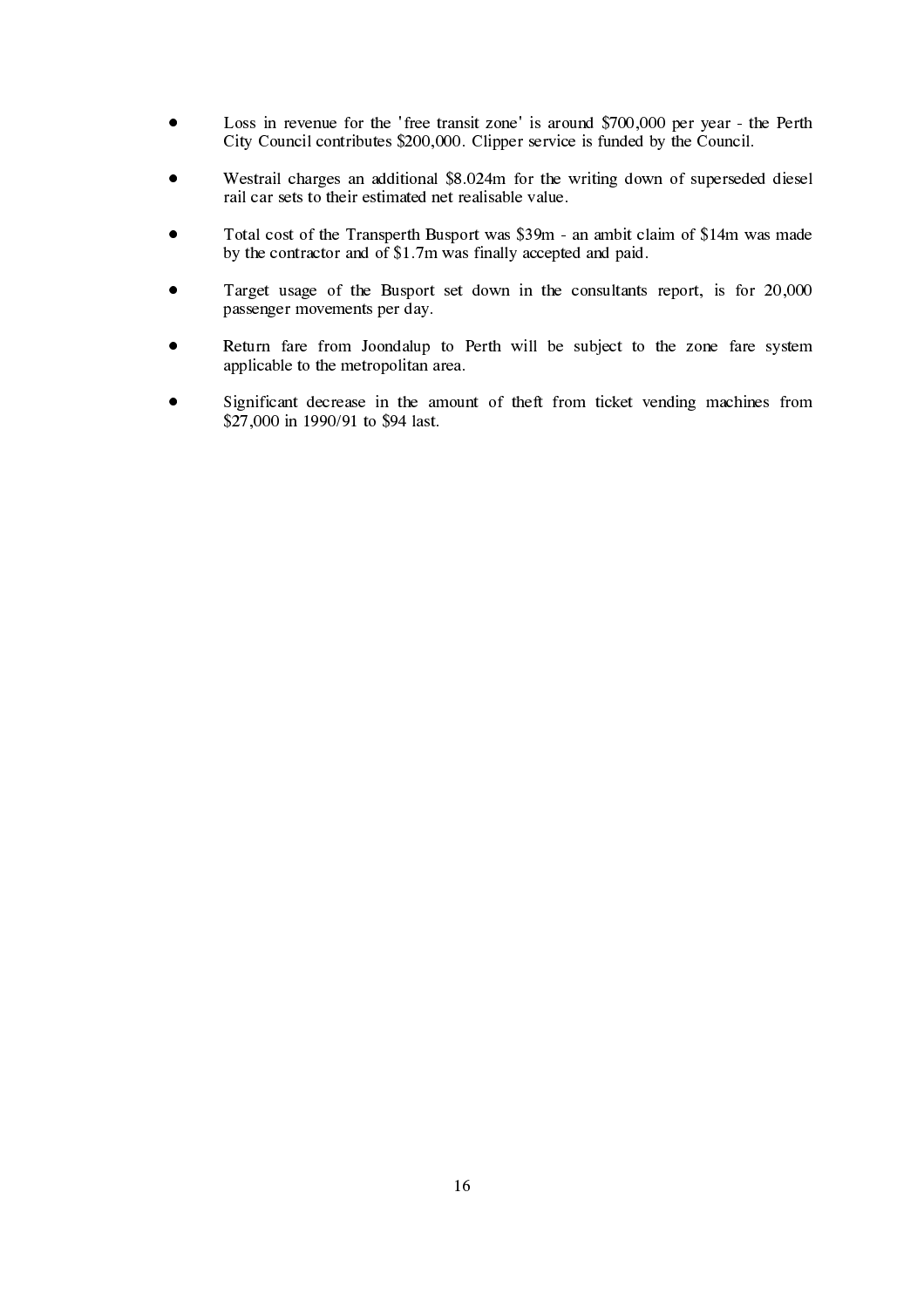- Loss in revenue for the 'free transit zone' is around $700,000 per year - the Perth City Council contributes $200,000. Clipper service is funded by the Council.

- Westrail charges an additional $8.024m for the writing down of superseded diesel rail car sets to their estimated net realisable value.

- Total cost of the Transperth Busport was $39m - an ambit claim of $14m was made by the contractor and of $1.7m was finally accepted and paid.

- Target usage of the Busport set down in the consultants report, is for 20,000 passenger movements per day.

- Return fare from Joondalup to Perth will be subject to the zone fare system applicable to the metropolitan area.

- Significant decrease in the amount of theft from ticket vending machines from $27,000 in 1990/91 to $94 last.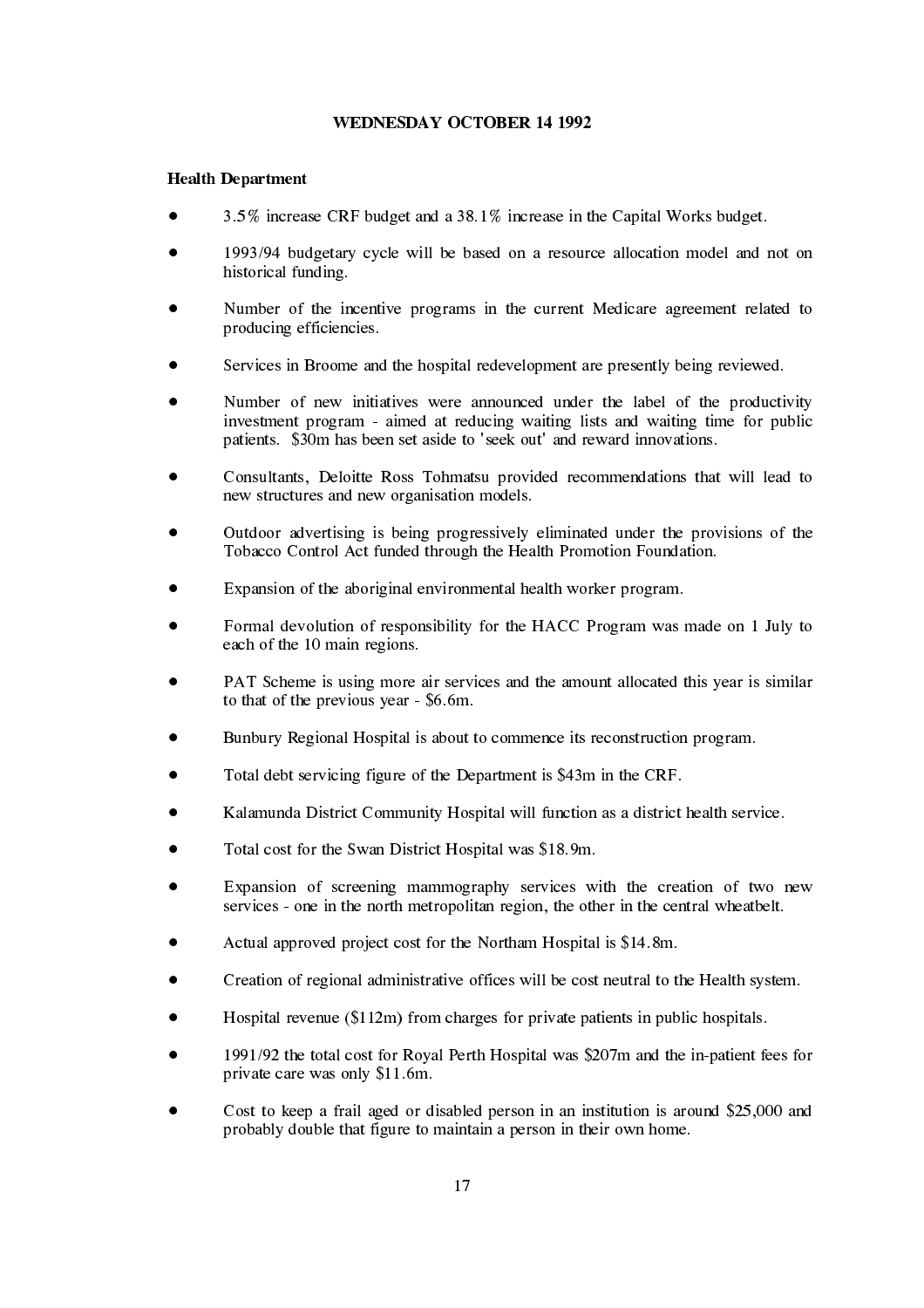**WEDNESDAY OCTOBER 14 1992**

**Health Department**

- 3.5% increase CRF budget and a 38.1% increase in the Capital Works budget.
- 1993/94 budgetary cycle will be based on a resource allocation model and not on historical funding.
- Number of the incentive programs in the current Medicare agreement related to producing efficiencies.
- Services in Broome and the hospital redevelopment are presently being reviewed.
- Number of new initiatives were announced under the label of the productivity investment program - aimed at reducing waiting lists and waiting time for public patients. $30m has been set aside to 'seek out' and reward innovations.
- Consultants, Deloitte Ross Tohmatsu provided recommendations that will lead to new structures and new organisation models.
- Outdoor advertising is being progressively eliminated under the provisions of the Tobacco Control Act funded through the Health Promotion Foundation.
- Expansion of the aboriginal environmental health worker program.
- Formal devolution of responsibility for the HACC Program was made on 1 July to each of the 10 main regions.
- PAT Scheme is using more air services and the amount allocated this year is similar to that of the previous year - $6.6m.
- Bunbury Regional Hospital is about to commence its reconstruction program.
- Total debt servicing figure of the Department is $43m in the CRF.
- Kalamunda District Community Hospital will function as a district health service.
- Total cost for the Swan District Hospital was $18.9m.
- Expansion of screening mammography services with the creation of two new services - one in the north metropolitan region, the other in the central wheatbelt.
- Actual approved project cost for the Northam Hospital is $14.8m.
- Creation of regional administrative offices will be cost neutral to the Health system.
- Hospital revenue ($112m) from charges for private patients in public hospitals.
- 1991/92 the total cost for Royal Perth Hospital was $207m and the in-patient fees for private care was only $11.6m.
- Cost to keep a frail aged or disabled person in an institution is around $25,000 and probably double that figure to maintain a person in their own home.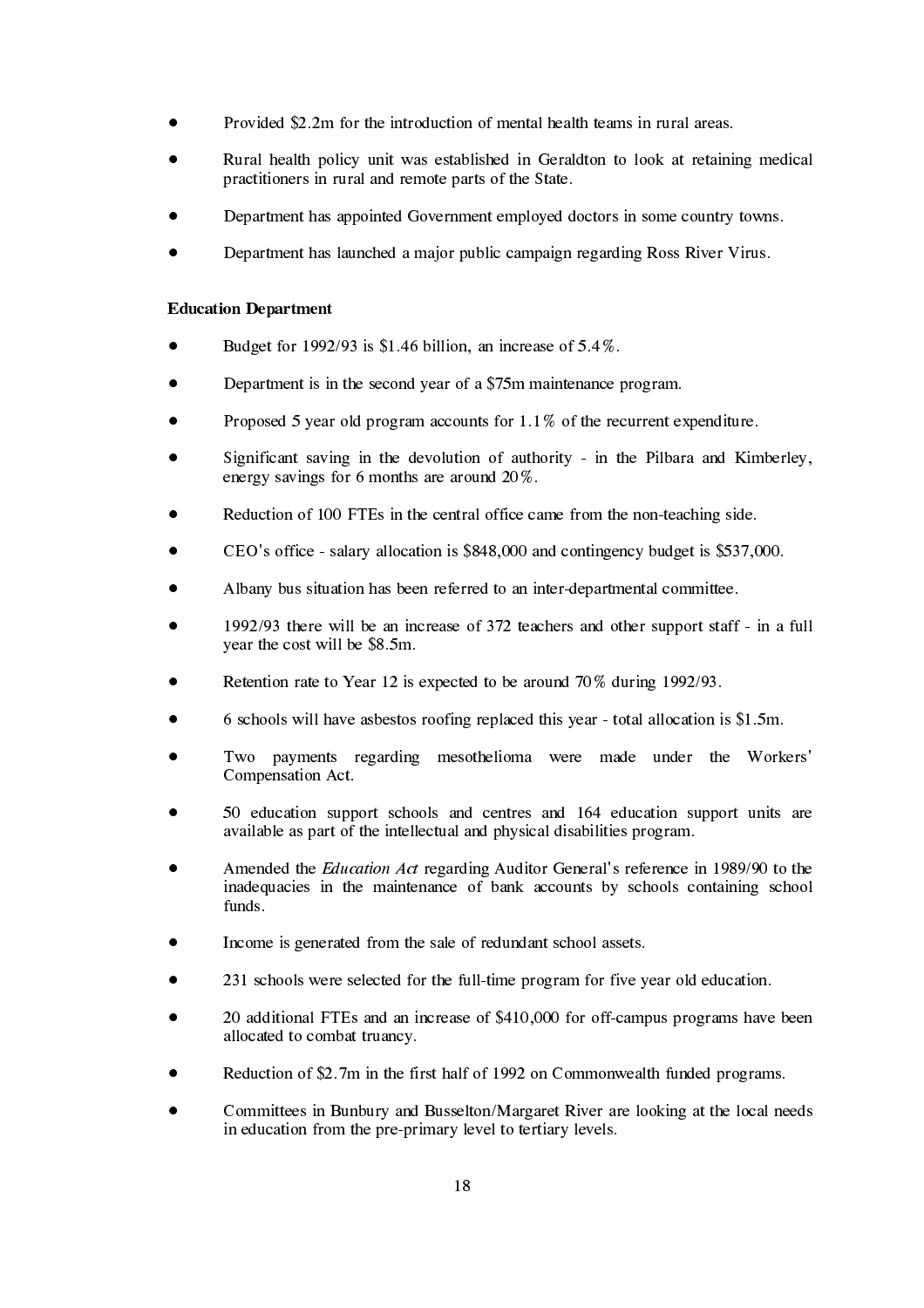- Provided $2.2m for the introduction of mental health teams in rural areas.

- Rural health policy unit was established in Geraldton to look at retaining medical practitioners in rural and remote parts of the State.

- Department has appointed Government employed doctors in some country towns.

- Department has launched a major public campaign regarding Ross River Virus.

**Education Department**

- Budget for 1992/93 is $1.46 billion, an increase of 5.4%.

- Department is in the second year of a $75m maintenance program.

- Proposed 5 year old program accounts for 1.1% of the recurrent expenditure.

- Significant saving in the devolution of authority - in the Pilbara and Kimberley, energy savings for 6 months are around 20%.

- Reduction of 100 FTEs in the central office came from the non-teaching side.

- CEO's office - salary allocation is $848,000 and contingency budget is $537,000.

- Albany bus situation has been referred to an inter-departmental committee.

- 1992/93 there will be an increase of 372 teachers and other support staff - in a full year the cost will be $8.5m.

- Retention rate to Year 12 is expected to be around 70% during 1992/93.

- 6 schools will have asbestos roofing replaced this year - total allocation is $1.5m.

- Two payments regarding mesothelioma were made under the Workers' Compensation Act.

- 50 education support schools and centres and 164 education support units are available as part of the intellectual and physical disabilities program.

- Amended the *Education Act* regarding Auditor General's reference in 1989/90 to the inadequacies in the maintenance of bank accounts by schools containing school funds.

- Income is generated from the sale of redundant school assets.

- 231 schools were selected for the full-time program for five year old education.

- 20 additional FTEs and an increase of $410,000 for off-campus programs have been allocated to combat truancy.

- Reduction of $2.7m in the first half of 1992 on Commonwealth funded programs.

- Committees in Bunbury and Busselton/Margaret River are looking at the local needs in education from the pre-primary level to tertiary levels.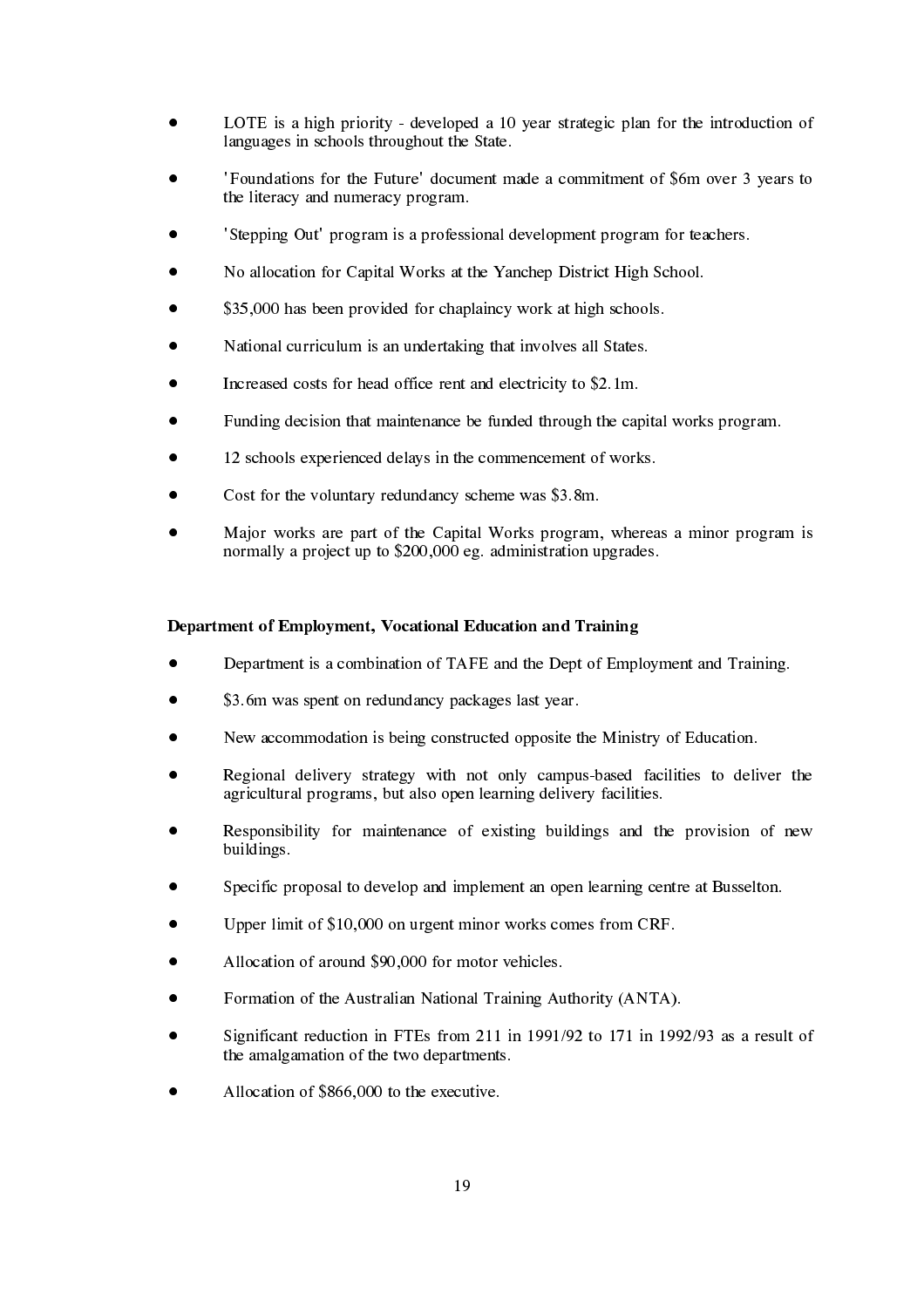- LOTE is a high priority - developed a 10 year strategic plan for the introduction of languages in schools throughout the State.
- 'Foundations for the Future' document made a commitment of $6m over 3 years to the literacy and numeracy program.
- 'Stepping Out' program is a professional development program for teachers.
- No allocation for Capital Works at the Yanchep District High School.
- $35,000 has been provided for chaplaincy work at high schools.
- National curriculum is an undertaking that involves all States.
- Increased costs for head office rent and electricity to $2.1m.
- Funding decision that maintenance be funded through the capital works program.
- 12 schools experienced delays in the commencement of works.
- Cost for the voluntary redundancy scheme was $3.8m.
- Major works are part of the Capital Works program, whereas a minor program is normally a project up to $200,000 eg. administration upgrades.

**Department of Employment, Vocational Education and Training**

- Department is a combination of TAFE and the Dept of Employment and Training.
- $3.6m was spent on redundancy packages last year.
- New accommodation is being constructed opposite the Ministry of Education.
- Regional delivery strategy with not only campus-based facilities to deliver the agricultural programs, but also open learning delivery facilities.
- Responsibility for maintenance of existing buildings and the provision of new buildings.
- Specific proposal to develop and implement an open learning centre at Busselton.
- Upper limit of $10,000 on urgent minor works comes from CRF.
- Allocation of around $90,000 for motor vehicles.
- Formation of the Australian National Training Authority (ANTA).
- Significant reduction in FTEs from 211 in 1991/92 to 171 in 1992/93 as a result of the amalgamation of the two departments.
- Allocation of $866,000 to the executive.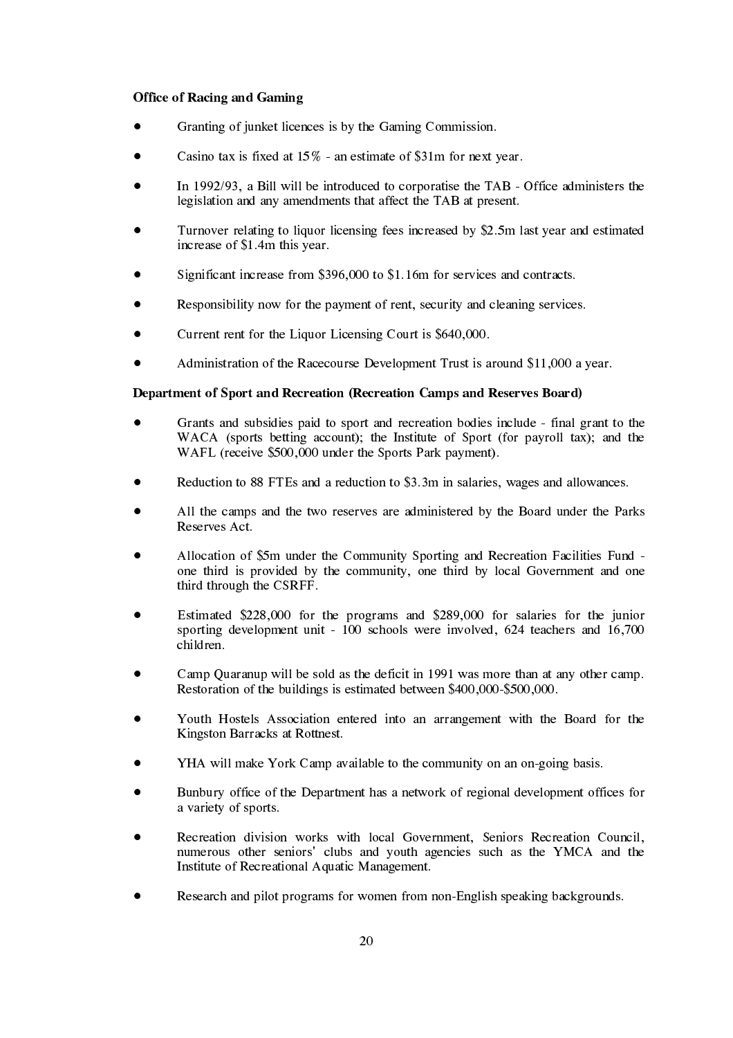**Office of Racing and Gaming**

- Granting of junket licences is by the Gaming Commission.
- Casino tax is fixed at 15% - an estimate of $31m for next year.
- In 1992/93, a Bill will be introduced to corporatise the TAB - Office administers the legislation and any amendments that affect the TAB at present.
- Turnover relating to liquor licensing fees increased by $2.5m last year and estimated increase of $1.4m this year.
- Significant increase from $396,000 to $1.16m for services and contracts.
- Responsibility now for the payment of rent, security and cleaning services.
- Current rent for the Liquor Licensing Court is $640,000.
- Administration of the Racecourse Development Trust is around $11,000 a year.

**Department of Sport and Recreation (Recreation Camps and Reserves Board)**

- Grants and subsidies paid to sport and recreation bodies include - final grant to the WACA (sports betting account); the Institute of Sport (for payroll tax); and the WAFL (receive $500,000 under the Sports Park payment).
- Reduction to 88 FTEs and a reduction to $3.3m in salaries, wages and allowances.
- All the camps and the two reserves are administered by the Board under the Parks Reserves Act.
- Allocation of $5m under the Community Sporting and Recreation Facilities Fund - one third is provided by the community, one third by local Government and one third through the CSRFF.
- Estimated $228,000 for the programs and $289,000 for salaries for the junior sporting development unit - 100 schools were involved, 624 teachers and 16,700 children.
- Camp Quaranup will be sold as the deficit in 1991 was more than at any other camp. Restoration of the buildings is estimated between $400,000-$500,000.
- Youth Hostels Association entered into an arrangement with the Board for the Kingston Barracks at Rottnest.
- YHA will make York Camp available to the community on an on-going basis.
- Bunbury office of the Department has a network of regional development offices for a variety of sports.
- Recreation division works with local Government, Seniors Recreation Council, numerous other seniors' clubs and youth agencies such as the YMCA and the Institute of Recreational Aquatic Management.
- Research and pilot programs for women from non-English speaking backgrounds.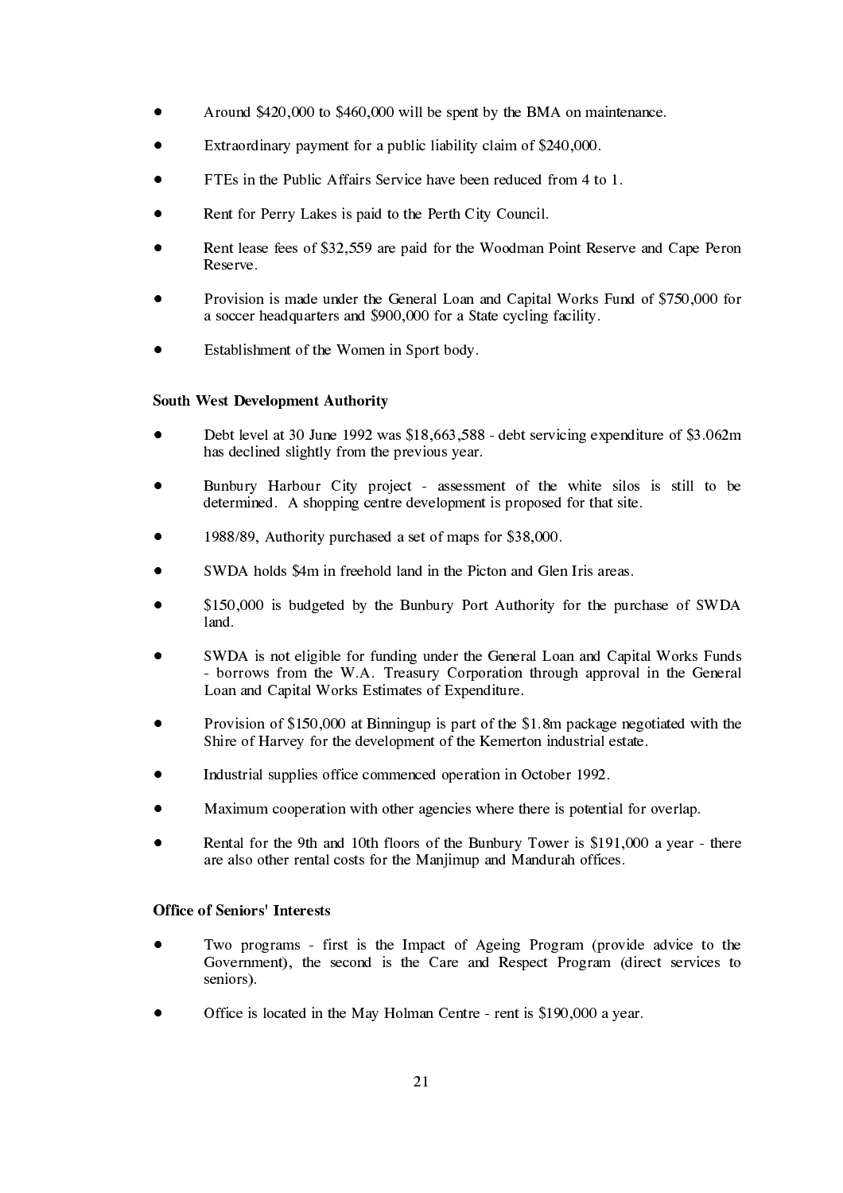- Around $420,000 to $460,000 will be spent by the BMA on maintenance.
- Extraordinary payment for a public liability claim of $240,000.
- FTEs in the Public Affairs Service have been reduced from 4 to 1.
- Rent for Perry Lakes is paid to the Perth City Council.
- Rent lease fees of $32,559 are paid for the Woodman Point Reserve and Cape Peron Reserve.
- Provision is made under the General Loan and Capital Works Fund of $750,000 for a soccer headquarters and $900,000 for a State cycling facility.
- Establishment of the Women in Sport body.

**South West Development Authority**

- Debt level at 30 June 1992 was $18,663,588 - debt servicing expenditure of $3.062m has declined slightly from the previous year.
- Bunbury Harbour City project - assessment of the white silos is still to be determined. A shopping centre development is proposed for that site.
- 1988/89, Authority purchased a set of maps for $38,000.
- SWDA holds $4m in freehold land in the Picton and Glen Iris areas.
- $150,000 is budgeted by the Bunbury Port Authority for the purchase of SWDA land.
- SWDA is not eligible for funding under the General Loan and Capital Works Funds - borrows from the W.A. Treasury Corporation through approval in the General Loan and Capital Works Estimates of Expenditure.
- Provision of $150,000 at Binningup is part of the $1.8m package negotiated with the Shire of Harvey for the development of the Kemerton industrial estate.
- Industrial supplies office commenced operation in October 1992.
- Maximum cooperation with other agencies where there is potential for overlap.
- Rental for the 9th and 10th floors of the Bunbury Tower is $191,000 a year - there are also other rental costs for the Manjimup and Mandurah offices.

**Office of Seniors' Interests**

- Two programs - first is the Impact of Ageing Program (provide advice to the Government), the second is the Care and Respect Program (direct services to seniors).
- Office is located in the May Holman Centre - rent is $190,000 a year.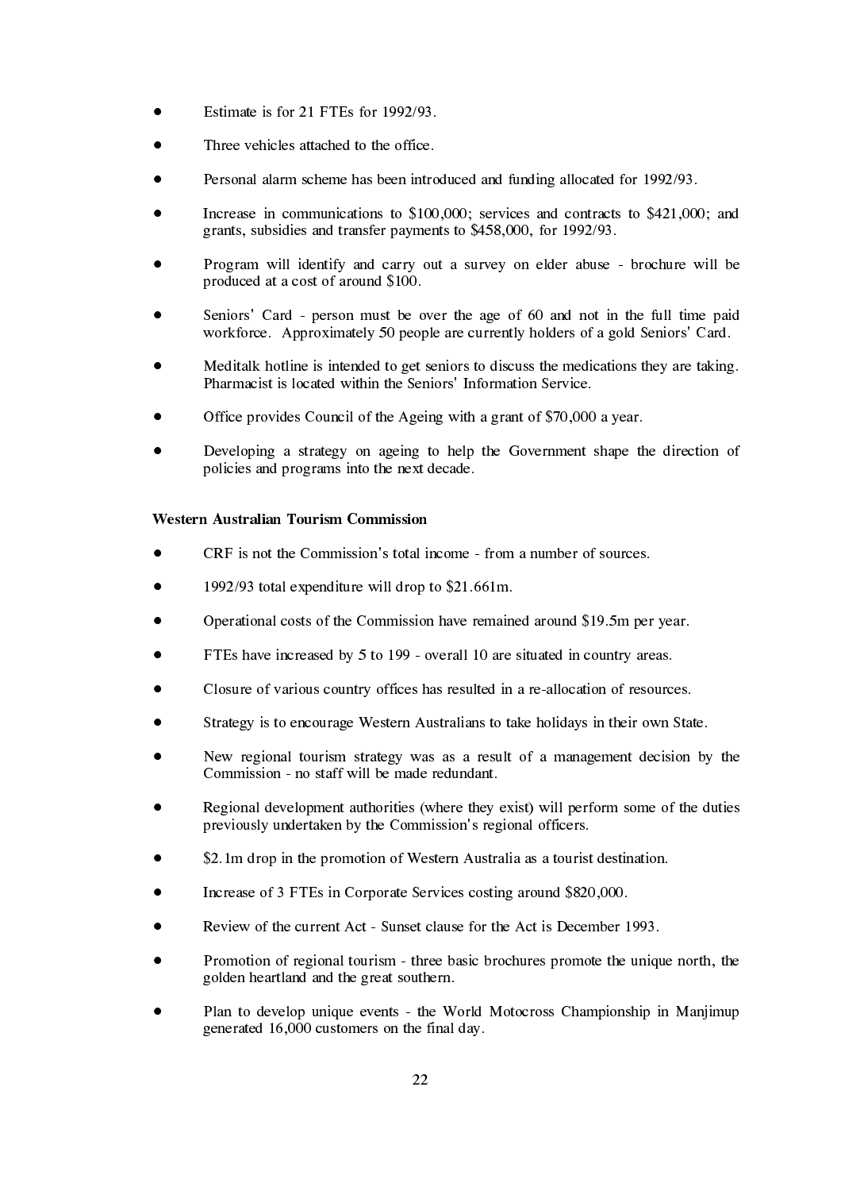- Estimate is for 21 FTEs for 1992/93.

- Three vehicles attached to the office.

- Personal alarm scheme has been introduced and funding allocated for 1992/93.

- Increase in communications to $100,000; services and contracts to $421,000; and grants, subsidies and transfer payments to $458,000, for 1992/93.

- Program will identify and carry out a survey on elder abuse - brochure will be produced at a cost of around $100.

- Seniors' Card - person must be over the age of 60 and not in the full time paid workforce. Approximately 50 people are currently holders of a gold Seniors' Card.

- Meditalk hotline is intended to get seniors to discuss the medications they are taking. Pharmacist is located within the Seniors' Information Service.

- Office provides Council of the Ageing with a grant of $70,000 a year.

- Developing a strategy on ageing to help the Government shape the direction of policies and programs into the next decade.

**Western Australian Tourism Commission**

- CRF is not the Commission's total income - from a number of sources.

- 1992/93 total expenditure will drop to $21.661m.

- Operational costs of the Commission have remained around $19.5m per year.

- FTEs have increased by 5 to 199 - overall 10 are situated in country areas.

- Closure of various country offices has resulted in a re-allocation of resources.

- Strategy is to encourage Western Australians to take holidays in their own State.

- New regional tourism strategy was as a result of a management decision by the Commission - no staff will be made redundant.

- Regional development authorities (where they exist) will perform some of the duties previously undertaken by the Commission's regional officers.

- $2.1m drop in the promotion of Western Australia as a tourist destination.

- Increase of 3 FTEs in Corporate Services costing around $820,000.

- Review of the current Act - Sunset clause for the Act is December 1993.

- Promotion of regional tourism - three basic brochures promote the unique north, the golden heartland and the great southern.

- Plan to develop unique events - the World Motocross Championship in Manjimup generated 16,000 customers on the final day.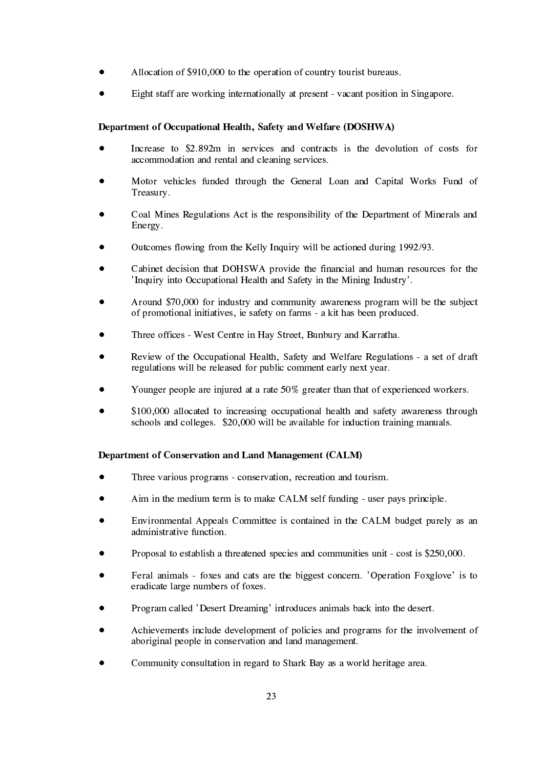- Allocation of $910,000 to the operation of country tourist bureaus.
- Eight staff are working internationally at present - vacant position in Singapore.

**Department of Occupational Health, Safety and Welfare (DOSHWA)**

- Increase to $2.892m in services and contracts is the devolution of costs for accommodation and rental and cleaning services.
- Motor vehicles funded through the General Loan and Capital Works Fund of Treasury.
- Coal Mines Regulations Act is the responsibility of the Department of Minerals and Energy.
- Outcomes flowing from the Kelly Inquiry will be actioned during 1992/93.
- Cabinet decision that DOHSWA provide the financial and human resources for the 'Inquiry into Occupational Health and Safety in the Mining Industry'.
- Around $70,000 for industry and community awareness program will be the subject of promotional initiatives, ie safety on farms - a kit has been produced.
- Three offices - West Centre in Hay Street, Bunbury and Karratha.
- Review of the Occupational Health, Safety and Welfare Regulations - a set of draft regulations will be released for public comment early next year.
- Younger people are injured at a rate 50% greater than that of experienced workers.
- $100,000 allocated to increasing occupational health and safety awareness through schools and colleges. $20,000 will be available for induction training manuals.

**Department of Conservation and Land Management (CALM)**

- Three various programs - conservation, recreation and tourism.
- Aim in the medium term is to make CALM self funding - user pays principle.
- Environmental Appeals Committee is contained in the CALM budget purely as an administrative function.
- Proposal to establish a threatened species and communities unit - cost is $250,000.
- Feral animals - foxes and cats are the biggest concern. 'Operation Foxglove' is to eradicate large numbers of foxes.
- Program called 'Desert Dreaming' introduces animals back into the desert.
- Achievements include development of policies and programs for the involvement of aboriginal people in conservation and land management.
- Community consultation in regard to Shark Bay as a world heritage area.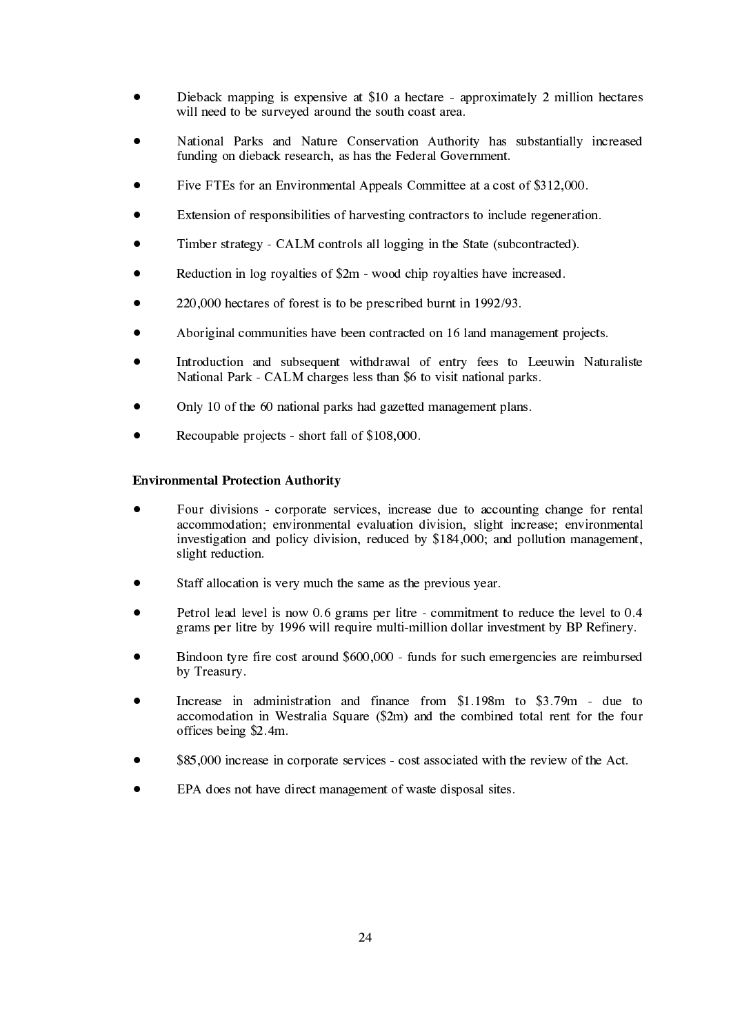- Dieback mapping is expensive at $10 a hectare - approximately 2 million hectares will need to be surveyed around the south coast area.

- National Parks and Nature Conservation Authority has substantially increased funding on dieback research, as has the Federal Government.

- Five FTEs for an Environmental Appeals Committee at a cost of $312,000.

- Extension of responsibilities of harvesting contractors to include regeneration.

- Timber strategy - CALM controls all logging in the State (subcontracted).

- Reduction in log royalties of $2m - wood chip royalties have increased.

- 220,000 hectares of forest is to be prescribed burnt in 1992/93.

- Aboriginal communities have been contracted on 16 land management projects.

- Introduction and subsequent withdrawal of entry fees to Leeuwin Naturaliste National Park - CALM charges less than $6 to visit national parks.

- Only 10 of the 60 national parks had gazetted management plans.

- Recoupable projects - short fall of $108,000.

**Environmental Protection Authority**

- Four divisions - corporate services, increase due to accounting change for rental accommodation; environmental evaluation division, slight increase; environmental investigation and policy division, reduced by $184,000; and pollution management, slight reduction.

- Staff allocation is very much the same as the previous year.

- Petrol lead level is now 0.6 grams per litre - commitment to reduce the level to 0.4 grams per litre by 1996 will require multi-million dollar investment by BP Refinery.

- Bindoon tyre fire cost around $600,000 - funds for such emergencies are reimbursed by Treasury.

- Increase in administration and finance from $1.198m to $3.79m - due to accomodation in Westralia Square ($2m) and the combined total rent for the four offices being $2.4m.

- $85,000 increase in corporate services - cost associated with the review of the Act.

- EPA does not have direct management of waste disposal sites.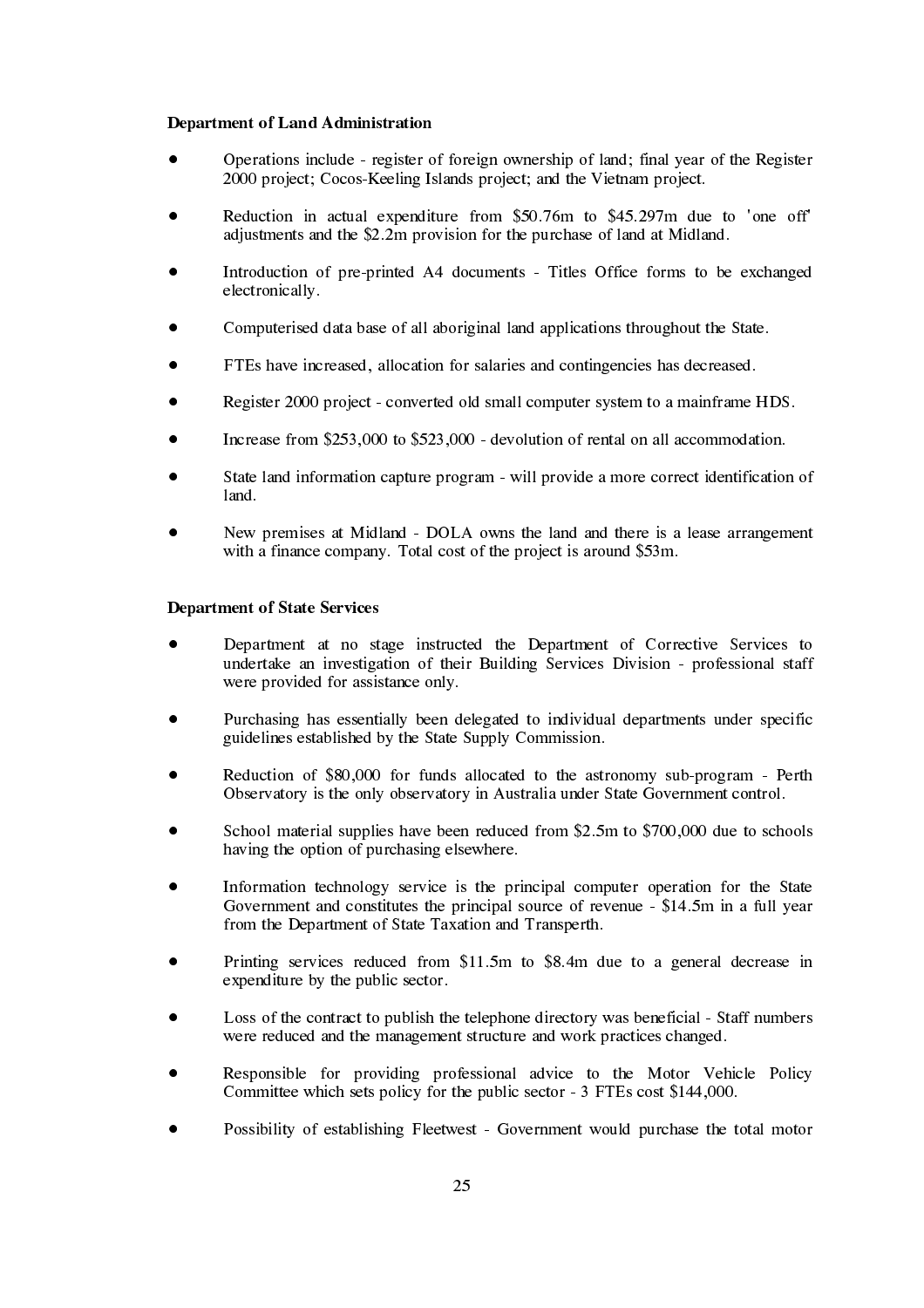**Department of Land Administration**

- Operations include - register of foreign ownership of land; final year of the Register 2000 project; Cocos-Keeling Islands project; and the Vietnam project.
- Reduction in actual expenditure from $50.76m to $45.297m due to 'one off' adjustments and the $2.2m provision for the purchase of land at Midland.
- Introduction of pre-printed A4 documents - Titles Office forms to be exchanged electronically.
- Computerised data base of all aboriginal land applications throughout the State.
- FTEs have increased, allocation for salaries and contingencies has decreased.
- Register 2000 project - converted old small computer system to a mainframe HDS.
- Increase from $253,000 to $523,000 - devolution of rental on all accommodation.
- State land information capture program - will provide a more correct identification of land.
- New premises at Midland - DOLA owns the land and there is a lease arrangement with a finance company. Total cost of the project is around $53m.

**Department of State Services**

- Department at no stage instructed the Department of Corrective Services to undertake an investigation of their Building Services Division - professional staff were provided for assistance only.
- Purchasing has essentially been delegated to individual departments under specific guidelines established by the State Supply Commission.
- Reduction of $80,000 for funds allocated to the astronomy sub-program - Perth Observatory is the only observatory in Australia under State Government control.
- School material supplies have been reduced from $2.5m to $700,000 due to schools having the option of purchasing elsewhere.
- Information technology service is the principal computer operation for the State Government and constitutes the principal source of revenue - $14.5m in a full year from the Department of State Taxation and Transperth.
- Printing services reduced from $11.5m to $8.4m due to a general decrease in expenditure by the public sector.
- Loss of the contract to publish the telephone directory was beneficial - Staff numbers were reduced and the management structure and work practices changed.
- Responsible for providing professional advice to the Motor Vehicle Policy Committee which sets policy for the public sector - 3 FTEs cost $144,000.
- Possibility of establishing Fleetwest - Government would purchase the total motor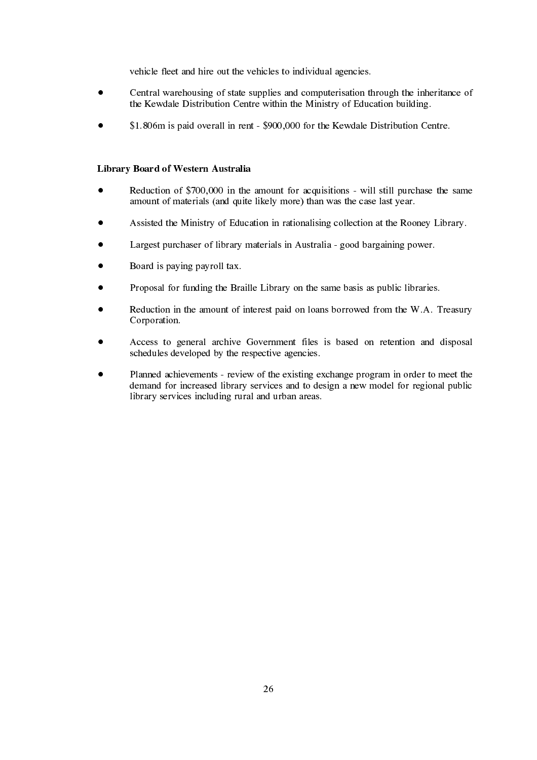vehicle fleet and hire out the vehicles to individual agencies.

- Central warehousing of state supplies and computerisation through the inheritance of the Kewdale Distribution Centre within the Ministry of Education building.

- $1.806m is paid overall in rent - $900,000 for the Kewdale Distribution Centre.

**Library Board of Western Australia**

- Reduction of $700,000 in the amount for acquisitions - will still purchase the same amount of materials (and quite likely more) than was the case last year.

- Assisted the Ministry of Education in rationalising collection at the Rooney Library.

- Largest purchaser of library materials in Australia - good bargaining power.

- Board is paying payroll tax.

- Proposal for funding the Braille Library on the same basis as public libraries.

- Reduction in the amount of interest paid on loans borrowed from the W.A. Treasury Corporation.

- Access to general archive Government files is based on retention and disposal schedules developed by the respective agencies.

- Planned achievements - review of the existing exchange program in order to meet the demand for increased library services and to design a new model for regional public library services including rural and urban areas.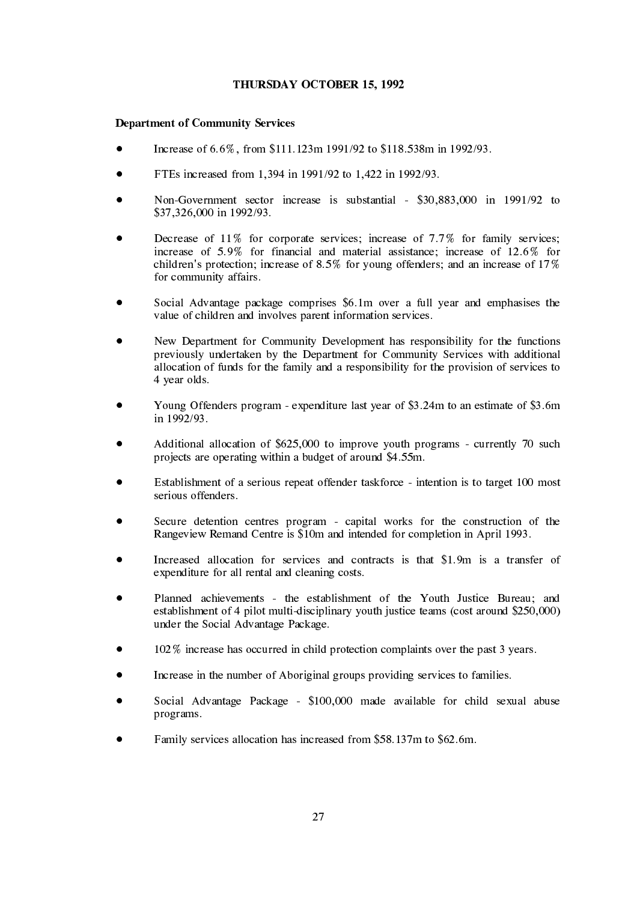**THURSDAY OCTOBER 15, 1992**

**Department of Community Services**

- Increase of 6.6%, from $111.123m 1991/92 to $118.538m in 1992/93.
- FTEs increased from 1,394 in 1991/92 to 1,422 in 1992/93.
- Non-Government sector increase is substantial - $30,883,000 in 1991/92 to $37,326,000 in 1992/93.
- Decrease of 11% for corporate services; increase of 7.7% for family services; increase of 5.9% for financial and material assistance; increase of 12.6% for children's protection; increase of 8.5% for young offenders; and an increase of 17% for community affairs.
- Social Advantage package comprises $6.1m over a full year and emphasises the value of children and involves parent information services.
- New Department for Community Development has responsibility for the functions previously undertaken by the Department for Community Services with additional allocation of funds for the family and a responsibility for the provision of services to 4 year olds.
- Young Offenders program - expenditure last year of $3.24m to an estimate of $3.6m in 1992/93.
- Additional allocation of $625,000 to improve youth programs - currently 70 such projects are operating within a budget of around $4.55m.
- Establishment of a serious repeat offender taskforce - intention is to target 100 most serious offenders.
- Secure detention centres program - capital works for the construction of the Rangeview Remand Centre is $10m and intended for completion in April 1993.
- Increased allocation for services and contracts is that $1.9m is a transfer of expenditure for all rental and cleaning costs.
- Planned achievements - the establishment of the Youth Justice Bureau; and establishment of 4 pilot multi-disciplinary youth justice teams (cost around $250,000) under the Social Advantage Package.
- 102% increase has occurred in child protection complaints over the past 3 years.
- Increase in the number of Aboriginal groups providing services to families.
- Social Advantage Package - $100,000 made available for child sexual abuse programs.
- Family services allocation has increased from $58.137m to $62.6m.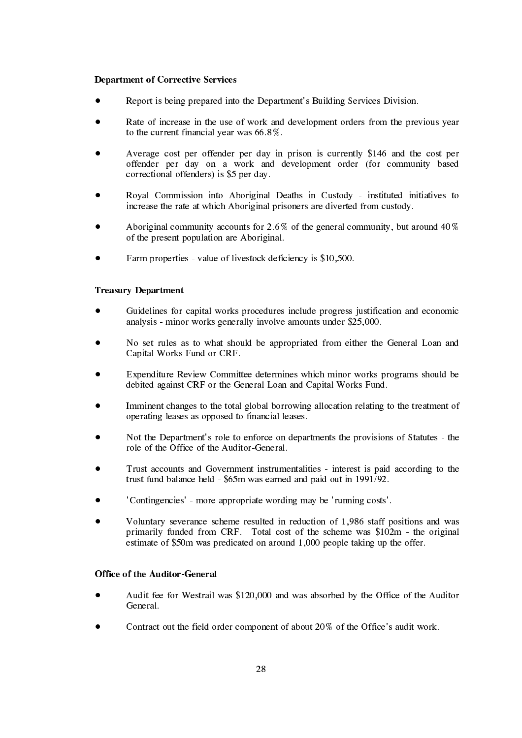**Department of Corrective Services**

- Report is being prepared into the Department's Building Services Division.
- Rate of increase in the use of work and development orders from the previous year to the current financial year was 66.8%.
- Average cost per offender per day in prison is currently $146 and the cost per offender per day on a work and development order (for community based correctional offenders) is $5 per day.
- Royal Commission into Aboriginal Deaths in Custody - instituted initiatives to increase the rate at which Aboriginal prisoners are diverted from custody.
- Aboriginal community accounts for 2.6% of the general community, but around 40% of the present population are Aboriginal.
- Farm properties - value of livestock deficiency is $10,500.

**Treasury Department**

- Guidelines for capital works procedures include progress justification and economic analysis - minor works generally involve amounts under $25,000.
- No set rules as to what should be appropriated from either the General Loan and Capital Works Fund or CRF.
- Expenditure Review Committee determines which minor works programs should be debited against CRF or the General Loan and Capital Works Fund.
- Imminent changes to the total global borrowing allocation relating to the treatment of operating leases as opposed to financial leases.
- Not the Department's role to enforce on departments the provisions of Statutes - the role of the Office of the Auditor-General.
- Trust accounts and Government instrumentalities - interest is paid according to the trust fund balance held - $65m was earned and paid out in 1991/92.
- 'Contingencies' - more appropriate wording may be 'running costs'.
- Voluntary severance scheme resulted in reduction of 1,986 staff positions and was primarily funded from CRF. Total cost of the scheme was $102m - the original estimate of $50m was predicated on around 1,000 people taking up the offer.

**Office of the Auditor-General**

- Audit fee for Westrail was $120,000 and was absorbed by the Office of the Auditor General.
- Contract out the field order component of about 20% of the Office's audit work.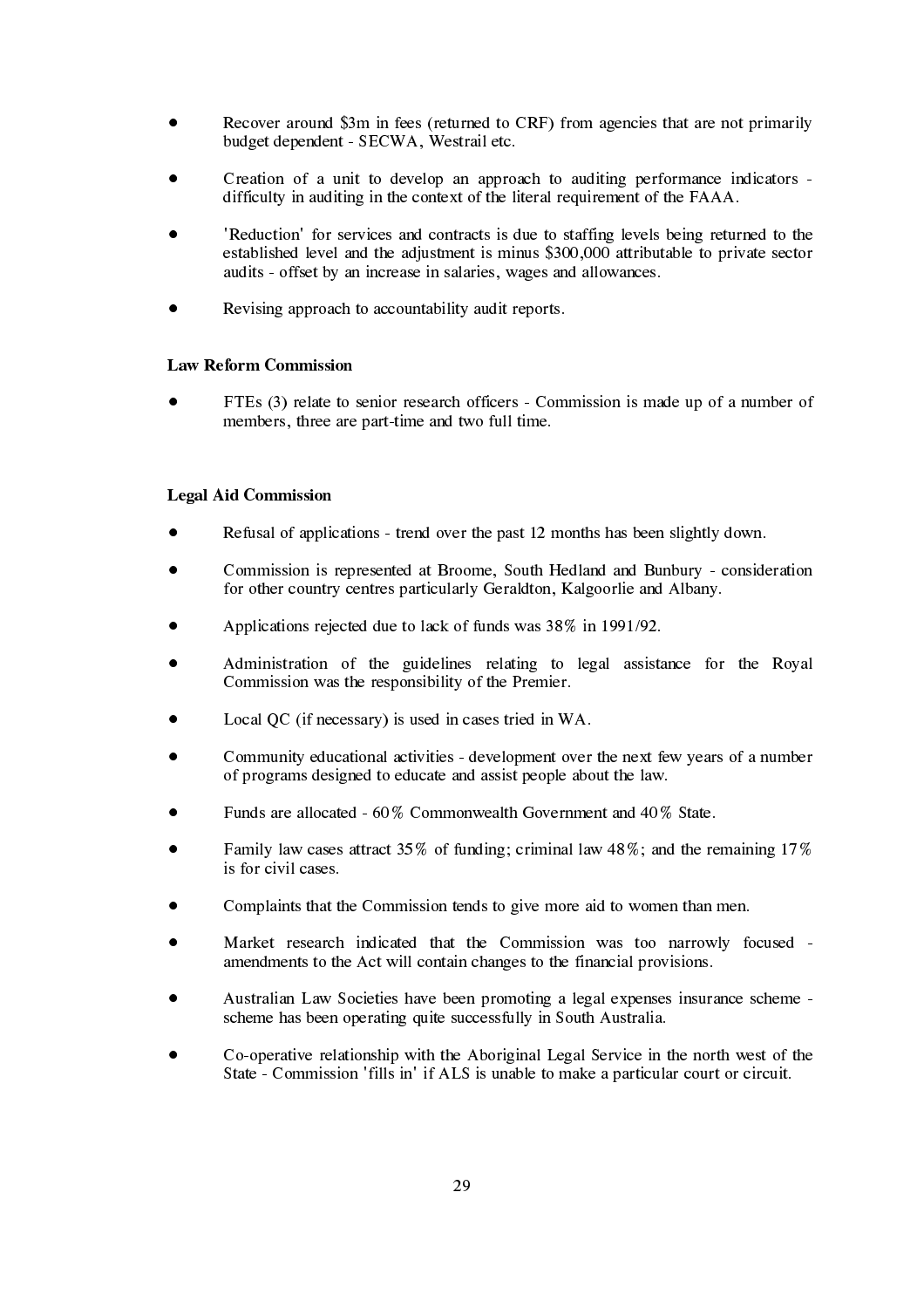- Recover around $3m in fees (returned to CRF) from agencies that are not primarily budget dependent - SECWA, Westrail etc.

- Creation of a unit to develop an approach to auditing performance indicators - difficulty in auditing in the context of the literal requirement of the FAAA.

- 'Reduction' for services and contracts is due to staffing levels being returned to the established level and the adjustment is minus $300,000 attributable to private sector audits - offset by an increase in salaries, wages and allowances.

- Revising approach to accountability audit reports.

**Law Reform Commission**

- FTEs (3) relate to senior research officers - Commission is made up of a number of members, three are part-time and two full time.

**Legal Aid Commission**

- Refusal of applications - trend over the past 12 months has been slightly down.

- Commission is represented at Broome, South Hedland and Bunbury - consideration for other country centres particularly Geraldton, Kalgoorlie and Albany.

- Applications rejected due to lack of funds was 38% in 1991/92.

- Administration of the guidelines relating to legal assistance for the Royal Commission was the responsibility of the Premier.

- Local QC (if necessary) is used in cases tried in WA.

- Community educational activities - development over the next few years of a number of programs designed to educate and assist people about the law.

- Funds are allocated - 60% Commonwealth Government and 40% State.

- Family law cases attract 35% of funding; criminal law 48%; and the remaining 17% is for civil cases.

- Complaints that the Commission tends to give more aid to women than men.

- Market research indicated that the Commission was too narrowly focused - amendments to the Act will contain changes to the financial provisions.

- Australian Law Societies have been promoting a legal expenses insurance scheme - scheme has been operating quite successfully in South Australia.

- Co-operative relationship with the Aboriginal Legal Service in the north west of the State - Commission 'fills in' if ALS is unable to make a particular court or circuit.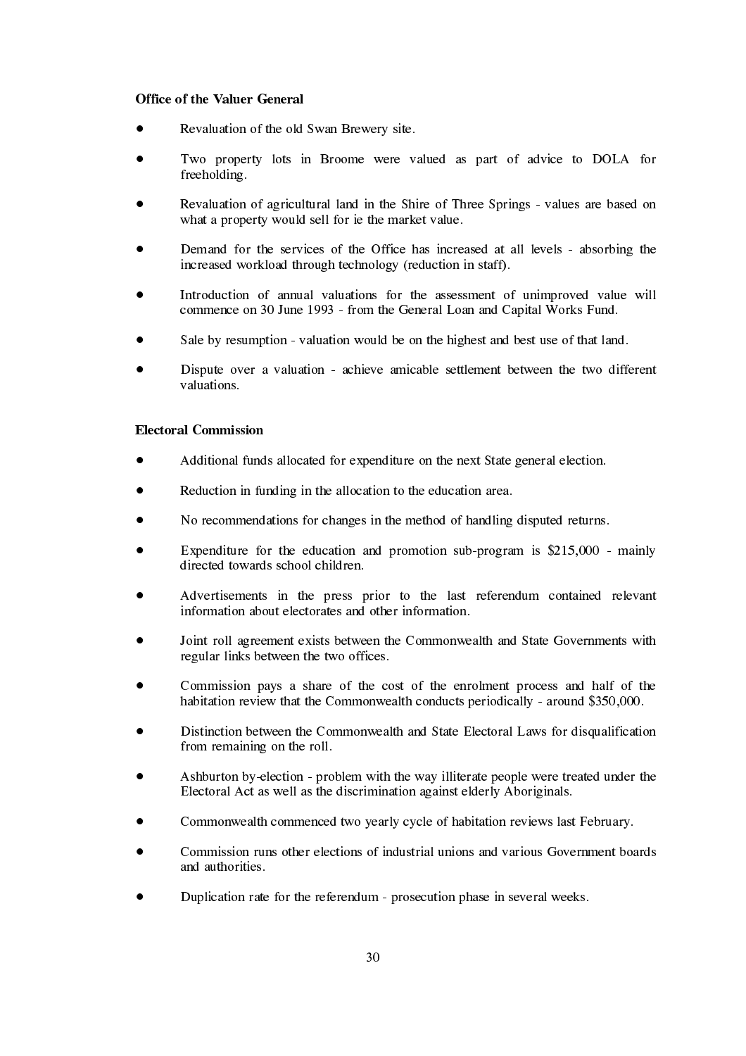**Office of the Valuer General**

- Revaluation of the old Swan Brewery site.
- Two property lots in Broome were valued as part of advice to DOLA for freeholding.
- Revaluation of agricultural land in the Shire of Three Springs - values are based on what a property would sell for ie the market value.
- Demand for the services of the Office has increased at all levels - absorbing the increased workload through technology (reduction in staff).
- Introduction of annual valuations for the assessment of unimproved value will commence on 30 June 1993 - from the General Loan and Capital Works Fund.
- Sale by resumption - valuation would be on the highest and best use of that land.
- Dispute over a valuation - achieve amicable settlement between the two different valuations.

**Electoral Commission**

- Additional funds allocated for expenditure on the next State general election.
- Reduction in funding in the allocation to the education area.
- No recommendations for changes in the method of handling disputed returns.
- Expenditure for the education and promotion sub-program is $215,000 - mainly directed towards school children.
- Advertisements in the press prior to the last referendum contained relevant information about electorates and other information.
- Joint roll agreement exists between the Commonwealth and State Governments with regular links between the two offices.
- Commission pays a share of the cost of the enrolment process and half of the habitation review that the Commonwealth conducts periodically - around $350,000.
- Distinction between the Commonwealth and State Electoral Laws for disqualification from remaining on the roll.
- Ashburton by-election - problem with the way illiterate people were treated under the Electoral Act as well as the discrimination against elderly Aboriginals.
- Commonwealth commenced two yearly cycle of habitation reviews last February.
- Commission runs other elections of industrial unions and various Government boards and authorities.
- Duplication rate for the referendum - prosecution phase in several weeks.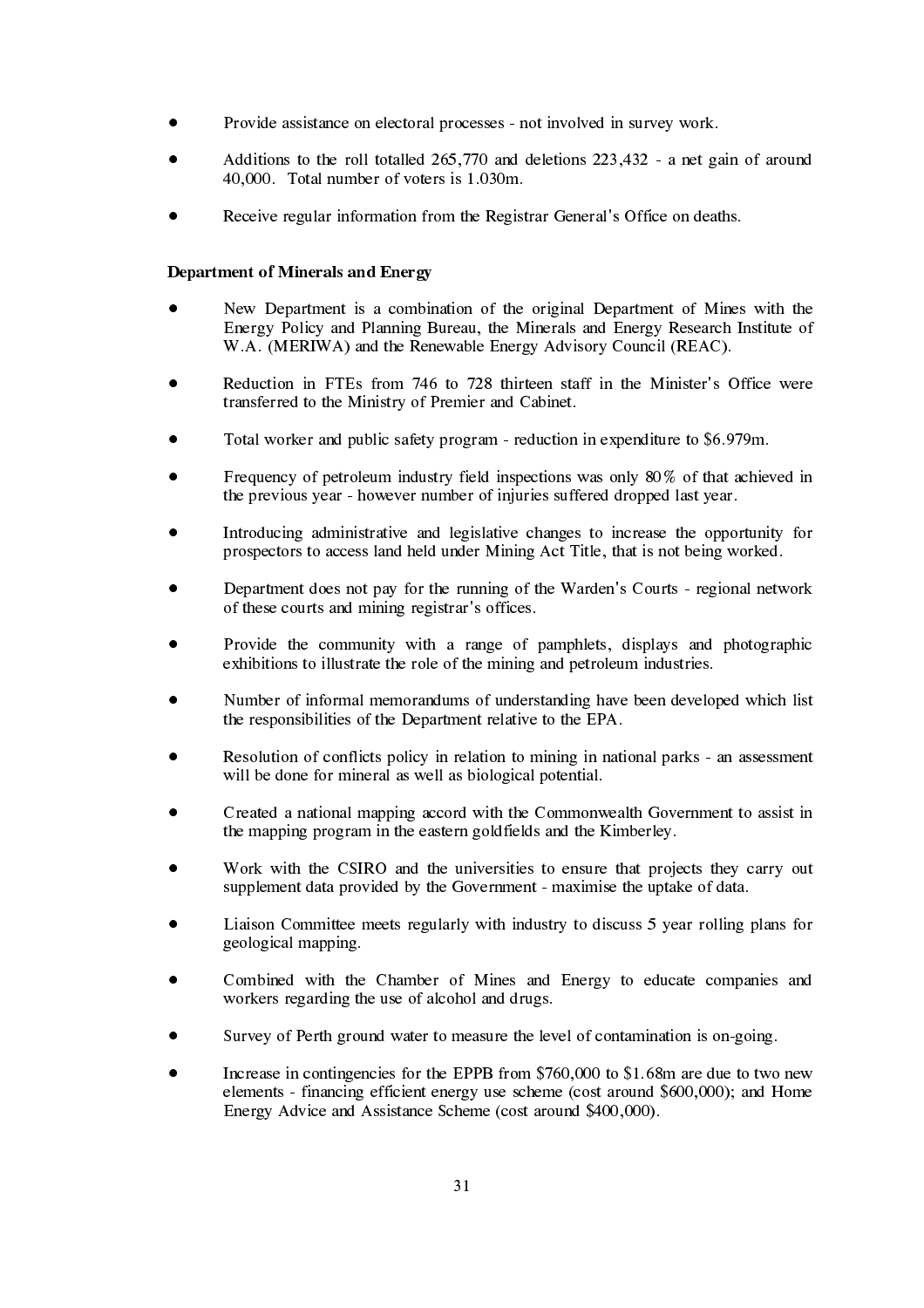- Provide assistance on electoral processes - not involved in survey work.

- Additions to the roll totalled 265,770 and deletions 223,432 - a net gain of around 40,000. Total number of voters is 1.030m.

- Receive regular information from the Registrar General's Office on deaths.

**Department of Minerals and Energy**

- New Department is a combination of the original Department of Mines with the Energy Policy and Planning Bureau, the Minerals and Energy Research Institute of W.A. (MERIWA) and the Renewable Energy Advisory Council (REAC).

- Reduction in FTEs from 746 to 728 thirteen staff in the Minister's Office were transferred to the Ministry of Premier and Cabinet.

- Total worker and public safety program - reduction in expenditure to $6.979m.

- Frequency of petroleum industry field inspections was only 80% of that achieved in the previous year - however number of injuries suffered dropped last year.

- Introducing administrative and legislative changes to increase the opportunity for prospectors to access land held under Mining Act Title, that is not being worked.

- Department does not pay for the running of the Warden's Courts - regional network of these courts and mining registrar's offices.

- Provide the community with a range of pamphlets, displays and photographic exhibitions to illustrate the role of the mining and petroleum industries.

- Number of informal memorandums of understanding have been developed which list the responsibilities of the Department relative to the EPA.

- Resolution of conflicts policy in relation to mining in national parks - an assessment will be done for mineral as well as biological potential.

- Created a national mapping accord with the Commonwealth Government to assist in the mapping program in the eastern goldfields and the Kimberley.

- Work with the CSIRO and the universities to ensure that projects they carry out supplement data provided by the Government - maximise the uptake of data.

- Liaison Committee meets regularly with industry to discuss 5 year rolling plans for geological mapping.

- Combined with the Chamber of Mines and Energy to educate companies and workers regarding the use of alcohol and drugs.

- Survey of Perth ground water to measure the level of contamination is on-going.

- Increase in contingencies for the EPPB from $760,000 to $1.68m are due to two new elements - financing efficient energy use scheme (cost around $600,000); and Home Energy Advice and Assistance Scheme (cost around $400,000).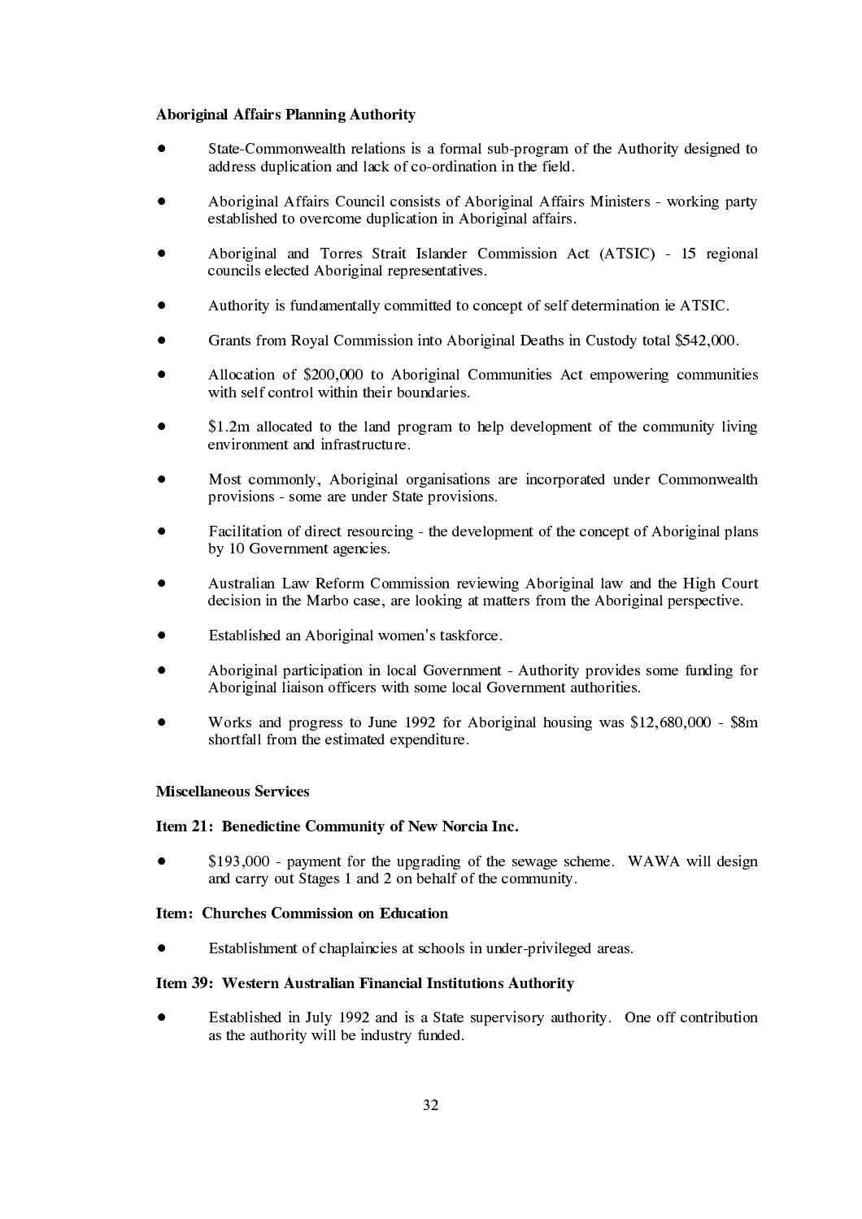**Aboriginal Affairs Planning Authority**

- State-Commonwealth relations is a formal sub-program of the Authority designed to address duplication and lack of co-ordination in the field.
- Aboriginal Affairs Council consists of Aboriginal Affairs Ministers - working party established to overcome duplication in Aboriginal affairs.
- Aboriginal and Torres Strait Islander Commission Act (ATSIC) - 15 regional councils elected Aboriginal representatives.
- Authority is fundamentally committed to concept of self determination ie ATSIC.
- Grants from Royal Commission into Aboriginal Deaths in Custody total $542,000.
- Allocation of $200,000 to Aboriginal Communities Act empowering communities with self control within their boundaries.
- $1.2m allocated to the land program to help development of the community living environment and infrastructure.
- Most commonly, Aboriginal organisations are incorporated under Commonwealth provisions - some are under State provisions.
- Facilitation of direct resourcing - the development of the concept of Aboriginal plans by 10 Government agencies.
- Australian Law Reform Commission reviewing Aboriginal law and the High Court decision in the Marbo case, are looking at matters from the Aboriginal perspective.
- Established an Aboriginal women's taskforce.
- Aboriginal participation in local Government - Authority provides some funding for Aboriginal liaison officers with some local Government authorities.
- Works and progress to June 1992 for Aboriginal housing was $12,680,000 - $8m shortfall from the estimated expenditure.

**Miscellaneous Services**

**Item 21: Benedictine Community of New Norcia Inc.**

- $193,000 - payment for the upgrading of the sewage scheme. WAWA will design and carry out Stages 1 and 2 on behalf of the community.

**Item: Churches Commission on Education**

- Establishment of chaplaincies at schools in under-privileged areas.

**Item 39: Western Australian Financial Institutions Authority**

- Established in July 1992 and is a State supervisory authority. One off contribution as the authority will be industry funded.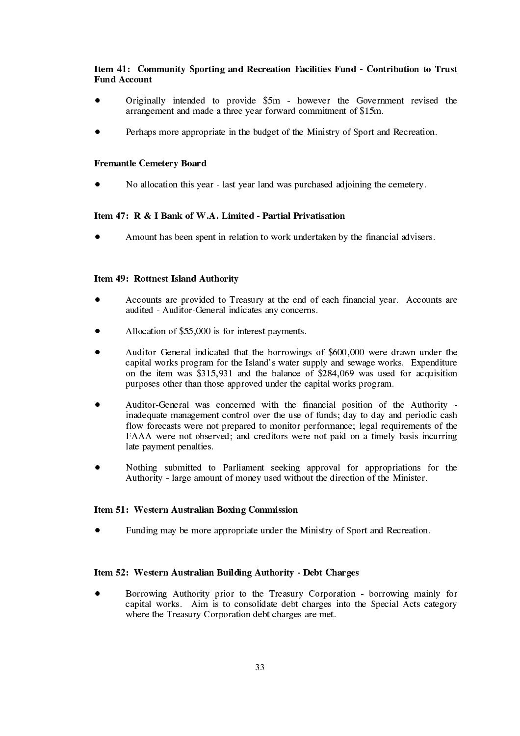**Item 41: Community Sporting and Recreation Facilities Fund - Contribution to Trust Fund Account**

- Originally intended to provide $5m - however the Government revised the arrangement and made a three year forward commitment of $15m.
- Perhaps more appropriate in the budget of the Ministry of Sport and Recreation.

**Fremantle Cemetery Board**

- No allocation this year - last year land was purchased adjoining the cemetery.

**Item 47: R & I Bank of W.A. Limited - Partial Privatisation**

- Amount has been spent in relation to work undertaken by the financial advisers.

**Item 49: Rottnest Island Authority**

- Accounts are provided to Treasury at the end of each financial year. Accounts are audited - Auditor-General indicates any concerns.
- Allocation of $55,000 is for interest payments.
- Auditor General indicated that the borrowings of $600,000 were drawn under the capital works program for the Island's water supply and sewage works. Expenditure on the item was $315,931 and the balance of $284,069 was used for acquisition purposes other than those approved under the capital works program.
- Auditor-General was concerned with the financial position of the Authority - inadequate management control over the use of funds; day to day and periodic cash flow forecasts were not prepared to monitor performance; legal requirements of the FAAA were not observed; and creditors were not paid on a timely basis incurring late payment penalties.
- Nothing submitted to Parliament seeking approval for appropriations for the Authority - large amount of money used without the direction of the Minister.

**Item 51: Western Australian Boxing Commission**

- Funding may be more appropriate under the Ministry of Sport and Recreation.

**Item 52: Western Australian Building Authority - Debt Charges**

- Borrowing Authority prior to the Treasury Corporation - borrowing mainly for capital works. Aim is to consolidate debt charges into the Special Acts category where the Treasury Corporation debt charges are met.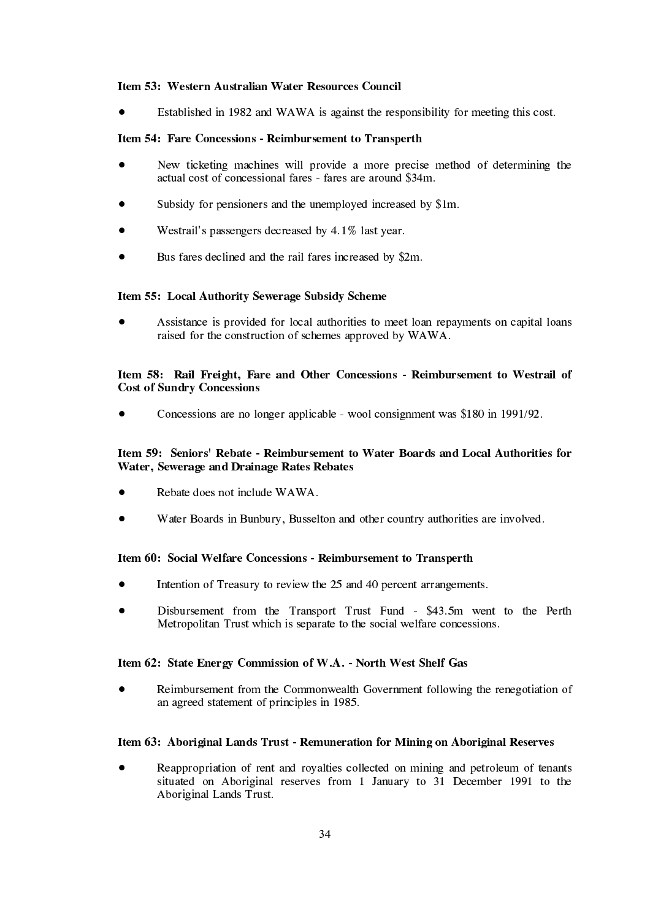**Item 53: Western Australian Water Resources Council**

- Established in 1982 and WAWA is against the responsibility for meeting this cost.

**Item 54: Fare Concessions - Reimbursement to Transperth**

- New ticketing machines will provide a more precise method of determining the actual cost of concessional fares - fares are around $34m.
- Subsidy for pensioners and the unemployed increased by $1m.
- Westrail's passengers decreased by 4.1% last year.
- Bus fares declined and the rail fares increased by $2m.

**Item 55: Local Authority Sewerage Subsidy Scheme**

- Assistance is provided for local authorities to meet loan repayments on capital loans raised for the construction of schemes approved by WAWA.

**Item 58: Rail Freight, Fare and Other Concessions - Reimbursement to Westrail of Cost of Sundry Concessions**

- Concessions are no longer applicable - wool consignment was $180 in 1991/92.

**Item 59: Seniors' Rebate - Reimbursement to Water Boards and Local Authorities for Water, Sewerage and Drainage Rates Rebates**

- Rebate does not include WAWA.
- Water Boards in Bunbury, Busselton and other country authorities are involved.

**Item 60: Social Welfare Concessions - Reimbursement to Transperth**

- Intention of Treasury to review the 25 and 40 percent arrangements.
- Disbursement from the Transport Trust Fund - $43.5m went to the Perth Metropolitan Trust which is separate to the social welfare concessions.

**Item 62: State Energy Commission of W.A. - North West Shelf Gas**

- Reimbursement from the Commonwealth Government following the renegotiation of an agreed statement of principles in 1985.

**Item 63: Aboriginal Lands Trust - Remuneration for Mining on Aboriginal Reserves**

- Reappropriation of rent and royalties collected on mining and petroleum of tenants situated on Aboriginal reserves from 1 January to 31 December 1991 to the Aboriginal Lands Trust.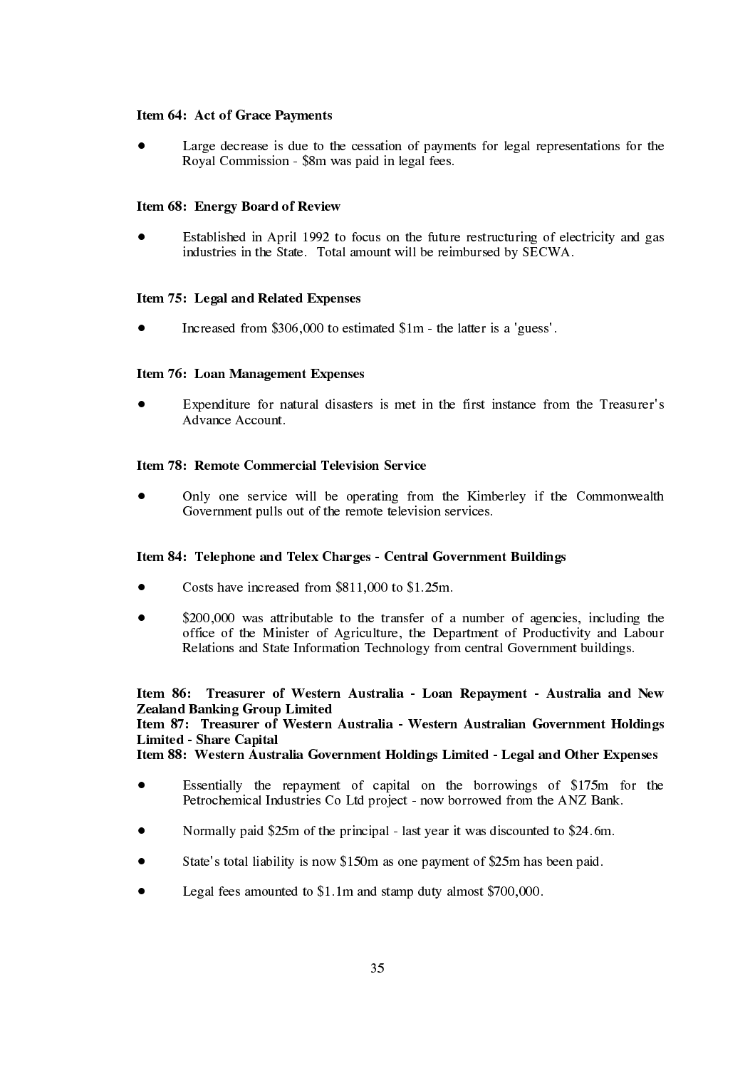**Item 64: Act of Grace Payments**

- Large decrease is due to the cessation of payments for legal representations for the Royal Commission - $8m was paid in legal fees.

**Item 68: Energy Board of Review**

- Established in April 1992 to focus on the future restructuring of electricity and gas industries in the State. Total amount will be reimbursed by SECWA.

**Item 75: Legal and Related Expenses**

- Increased from $306,000 to estimated $1m - the latter is a 'guess'.

**Item 76: Loan Management Expenses**

- Expenditure for natural disasters is met in the first instance from the Treasurer's Advance Account.

**Item 78: Remote Commercial Television Service**

- Only one service will be operating from the Kimberley if the Commonwealth Government pulls out of the remote television services.

**Item 84: Telephone and Telex Charges - Central Government Buildings**

- Costs have increased from $811,000 to $1.25m.
- $200,000 was attributable to the transfer of a number of agencies, including the office of the Minister of Agriculture, the Department of Productivity and Labour Relations and State Information Technology from central Government buildings.

**Item 86: Treasurer of Western Australia - Loan Repayment - Australia and New Zealand Banking Group Limited**
**Item 87: Treasurer of Western Australia - Western Australian Government Holdings Limited - Share Capital**
**Item 88: Western Australia Government Holdings Limited - Legal and Other Expenses**

- Essentially the repayment of capital on the borrowings of $175m for the Petrochemical Industries Co Ltd project - now borrowed from the ANZ Bank.
- Normally paid $25m of the principal - last year it was discounted to $24.6m.
- State's total liability is now $150m as one payment of $25m has been paid.
- Legal fees amounted to $1.1m and stamp duty almost $700,000.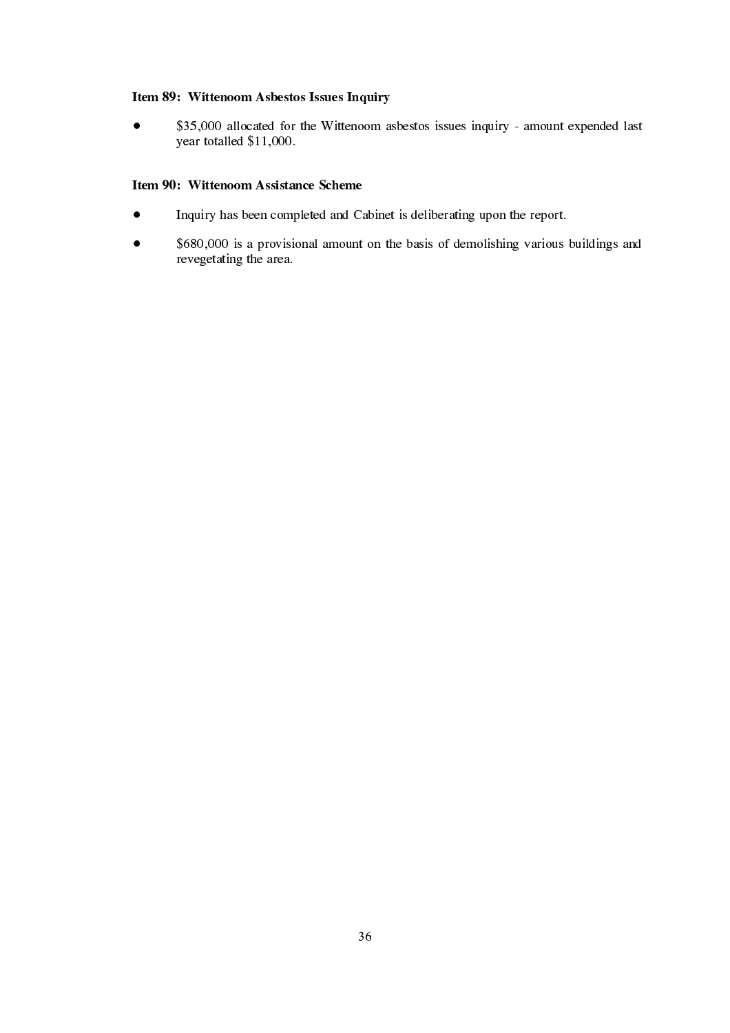**Item 89: Wittenoom Asbestos Issues Inquiry**

- $35,000 allocated for the Wittenoom asbestos issues inquiry - amount expended last year totalled $11,000.

**Item 90: Wittenoom Assistance Scheme**

- Inquiry has been completed and Cabinet is deliberating upon the report.
- $680,000 is a provisional amount on the basis of demolishing various buildings and revegetating the area.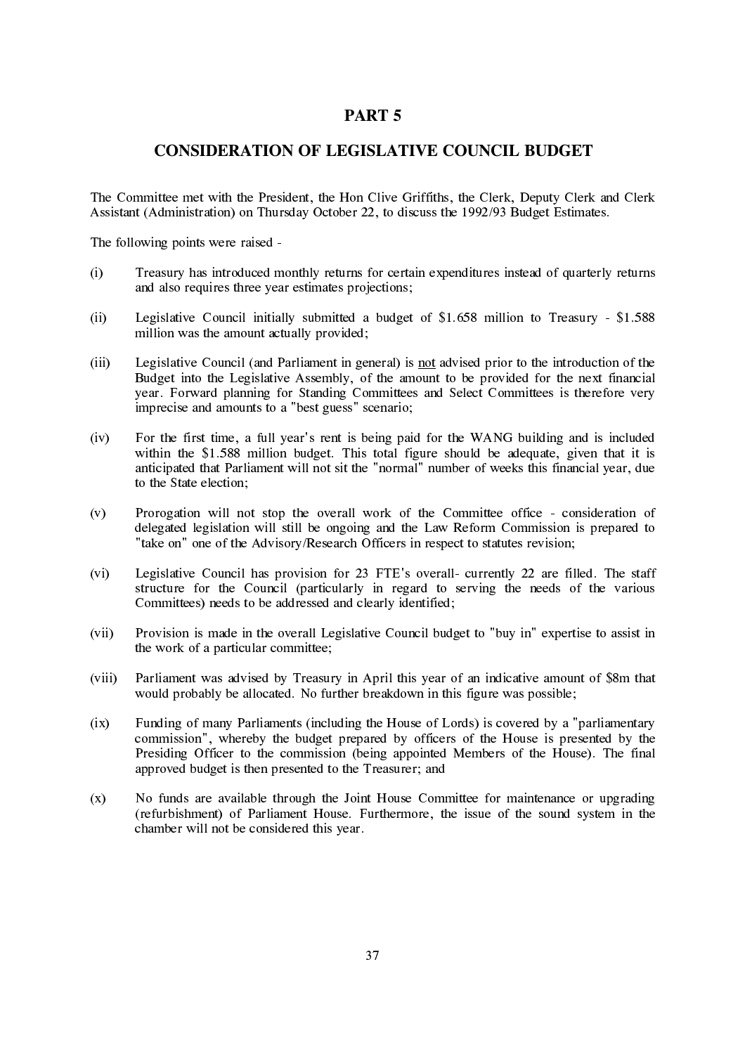# PART 5

## CONSIDERATION OF LEGISLATIVE COUNCIL BUDGET

The Committee met with the President, the Hon Clive Griffiths, the Clerk, Deputy Clerk and Clerk Assistant (Administration) on Thursday October 22, to discuss the 1992/93 Budget Estimates.

The following points were raised -

(i) Treasury has introduced monthly returns for certain expenditures instead of quarterly returns and also requires three year estimates projections;

(ii) Legislative Council initially submitted a budget of $1.658 million to Treasury - $1.588 million was the amount actually provided;

(iii) Legislative Council (and Parliament in general) is <u>not</u> advised prior to the introduction of the Budget into the Legislative Assembly, of the amount to be provided for the next financial year. Forward planning for Standing Committees and Select Committees is therefore very imprecise and amounts to a "best guess" scenario;

(iv) For the first time, a full year's rent is being paid for the WANG building and is included within the $1.588 million budget. This total figure should be adequate, given that it is anticipated that Parliament will not sit the "normal" number of weeks this financial year, due to the State election;

(v) Prorogation will not stop the overall work of the Committee office - consideration of delegated legislation will still be ongoing and the Law Reform Commission is prepared to "take on" one of the Advisory/Research Officers in respect to statutes revision;

(vi) Legislative Council has provision for 23 FTE's overall- currently 22 are filled. The staff structure for the Council (particularly in regard to serving the needs of the various Committees) needs to be addressed and clearly identified;

(vii) Provision is made in the overall Legislative Council budget to "buy in" expertise to assist in the work of a particular committee;

(viii) Parliament was advised by Treasury in April this year of an indicative amount of $8m that would probably be allocated. No further breakdown in this figure was possible;

(ix) Funding of many Parliaments (including the House of Lords) is covered by a "parliamentary commission", whereby the budget prepared by officers of the House is presented by the Presiding Officer to the commission (being appointed Members of the House). The final approved budget is then presented to the Treasurer; and

(x) No funds are available through the Joint House Committee for maintenance or upgrading (refurbishment) of Parliament House. Furthermore, the issue of the sound system in the chamber will not be considered this year.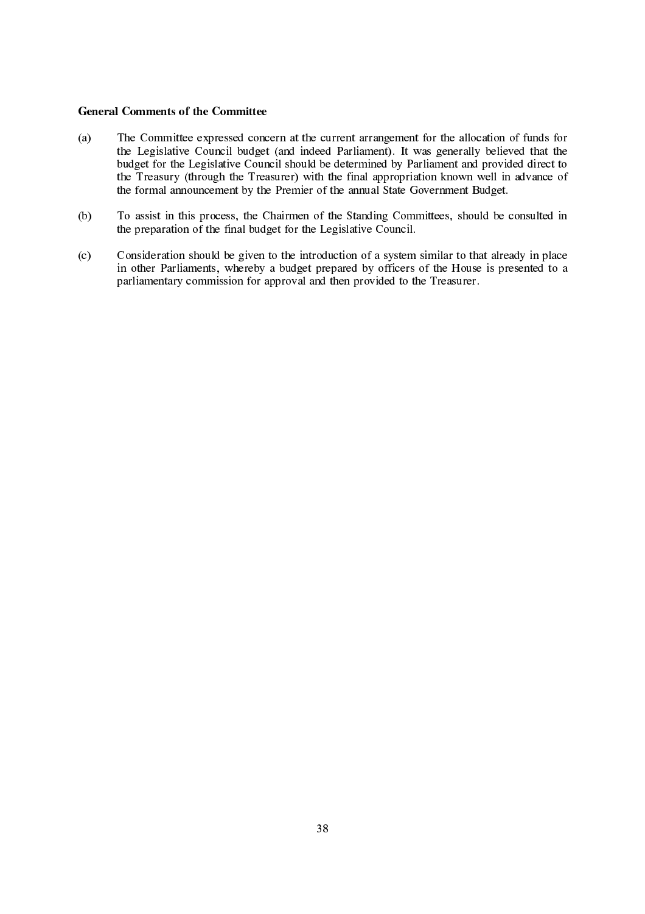**General Comments of the Committee**

(a) The Committee expressed concern at the current arrangement for the allocation of funds for the Legislative Council budget (and indeed Parliament). It was generally believed that the budget for the Legislative Council should be determined by Parliament and provided direct to the Treasury (through the Treasurer) with the final appropriation known well in advance of the formal announcement by the Premier of the annual State Government Budget.

(b) To assist in this process, the Chairmen of the Standing Committees, should be consulted in the preparation of the final budget for the Legislative Council.

(c) Consideration should be given to the introduction of a system similar to that already in place in other Parliaments, whereby a budget prepared by officers of the House is presented to a parliamentary commission for approval and then provided to the Treasurer.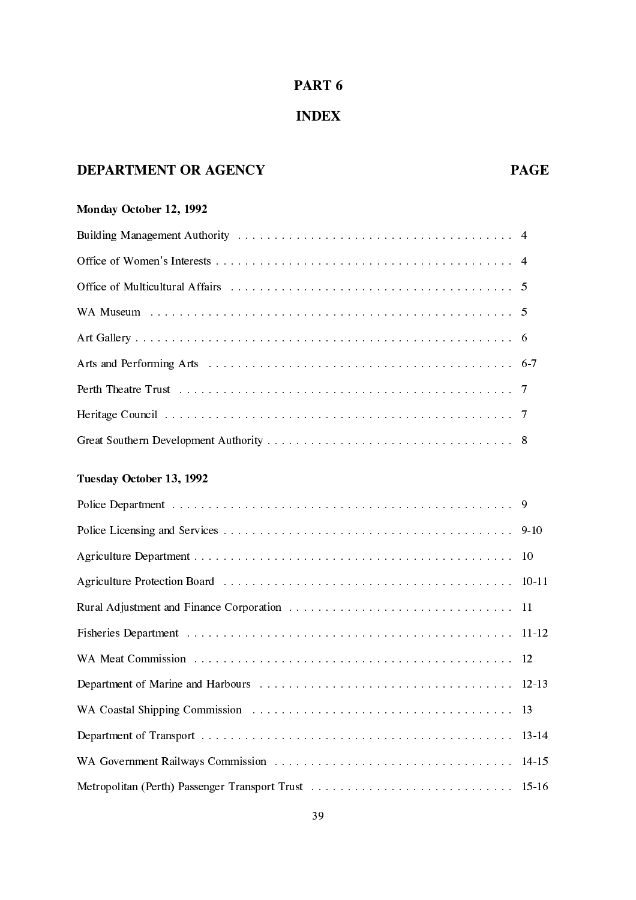# PART 6

# INDEX

| DEPARTMENT OR AGENCY | PAGE |
| --- | --- |
| **Monday October 12, 1992** | |
| Building Management Authority | 4 |
| Office of Women's Interests | 4 |
| Office of Multicultural Affairs | 5 |
| WA Museum | 5 |
| Art Gallery | 6 |
| Arts and Performing Arts | 6-7 |
| Perth Theatre Trust | 7 |
| Heritage Council | 7 |
| Great Southern Development Authority | 8 |
| **Tuesday October 13, 1992** | |
| Police Department | 9 |
| Police Licensing and Services | 9-10 |
| Agriculture Department | 10 |
| Agriculture Protection Board | 10-11 |
| Rural Adjustment and Finance Corporation | 11 |
| Fisheries Department | 11-12 |
| WA Meat Commission | 12 |
| Department of Marine and Harbours | 12-13 |
| WA Coastal Shipping Commission | 13 |
| Department of Transport | 13-14 |
| WA Government Railways Commission | 14-15 |
| Metropolitan (Perth) Passenger Transport Trust | 15-16 |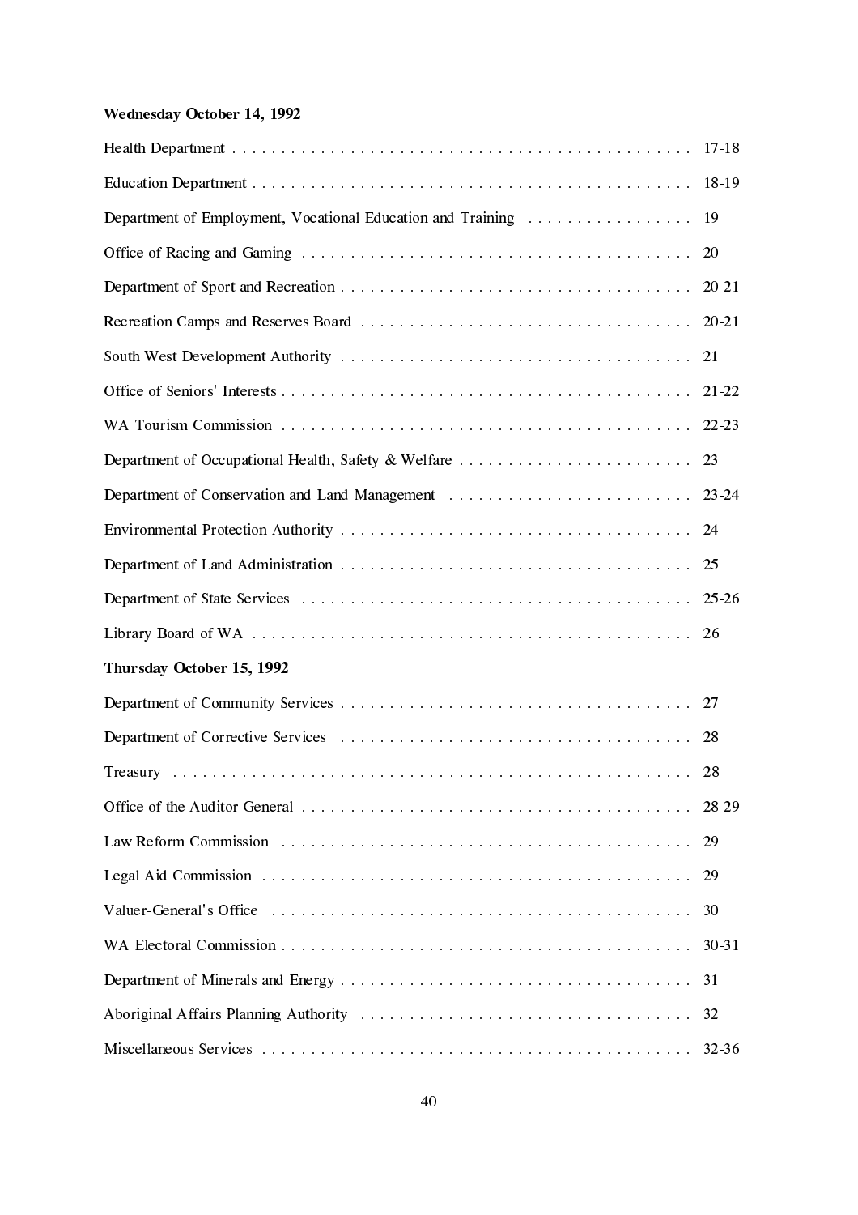**Wednesday October 14, 1992**

Health Department . . . . . . . . . . . . . . . . . . . . . . . . . . . . . . . . . . . . . . . . . . . . . . . 17-18

Education Department . . . . . . . . . . . . . . . . . . . . . . . . . . . . . . . . . . . . . . . . . . . . . 18-19

Department of Employment, Vocational Education and Training . . . . . . . . . . . . . . . . 19

Office of Racing and Gaming . . . . . . . . . . . . . . . . . . . . . . . . . . . . . . . . . . . . . . . . 20

Department of Sport and Recreation . . . . . . . . . . . . . . . . . . . . . . . . . . . . . . . . . . . 20-21

Recreation Camps and Reserves Board . . . . . . . . . . . . . . . . . . . . . . . . . . . . . . . . . 20-21

South West Development Authority . . . . . . . . . . . . . . . . . . . . . . . . . . . . . . . . . . . 21

Office of Seniors' Interests . . . . . . . . . . . . . . . . . . . . . . . . . . . . . . . . . . . . . . . . . . 21-22

WA Tourism Commission . . . . . . . . . . . . . . . . . . . . . . . . . . . . . . . . . . . . . . . . . . 22-23

Department of Occupational Health, Safety & Welfare . . . . . . . . . . . . . . . . . . . . . . . . 23

Department of Conservation and Land Management . . . . . . . . . . . . . . . . . . . . . . . . . 23-24

Environmental Protection Authority . . . . . . . . . . . . . . . . . . . . . . . . . . . . . . . . . . . 24

Department of Land Administration . . . . . . . . . . . . . . . . . . . . . . . . . . . . . . . . . . . 25

Department of State Services . . . . . . . . . . . . . . . . . . . . . . . . . . . . . . . . . . . . . . . 25-26

Library Board of WA . . . . . . . . . . . . . . . . . . . . . . . . . . . . . . . . . . . . . . . . . . . . . 26

**Thursday October 15, 1992**

Department of Community Services . . . . . . . . . . . . . . . . . . . . . . . . . . . . . . . . . . . 27

Department of Corrective Services . . . . . . . . . . . . . . . . . . . . . . . . . . . . . . . . . . . . 28

Treasury . . . . . . . . . . . . . . . . . . . . . . . . . . . . . . . . . . . . . . . . . . . . . . . . . . . . . 28

Office of the Auditor General . . . . . . . . . . . . . . . . . . . . . . . . . . . . . . . . . . . . . . . 28-29

Law Reform Commission . . . . . . . . . . . . . . . . . . . . . . . . . . . . . . . . . . . . . . . . . . 29

Legal Aid Commission . . . . . . . . . . . . . . . . . . . . . . . . . . . . . . . . . . . . . . . . . . . . 29

Valuer-General's Office . . . . . . . . . . . . . . . . . . . . . . . . . . . . . . . . . . . . . . . . . . . 30

WA Electoral Commission . . . . . . . . . . . . . . . . . . . . . . . . . . . . . . . . . . . . . . . . . . 30-31

Department of Minerals and Energy . . . . . . . . . . . . . . . . . . . . . . . . . . . . . . . . . . . 31

Aboriginal Affairs Planning Authority . . . . . . . . . . . . . . . . . . . . . . . . . . . . . . . . . . 32

Miscellaneous Services . . . . . . . . . . . . . . . . . . . . . . . . . . . . . . . . . . . . . . . . . . . . 32-36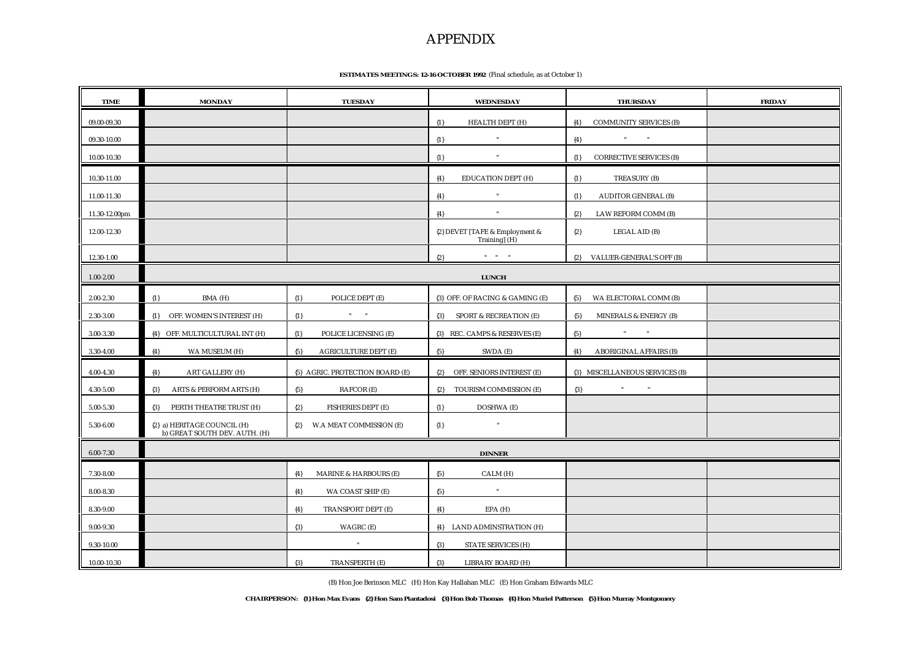# APPENDIX

**ESTIMATES MEETINGS: 12-16 OCTOBER 1992** (Final schedule, as at October 1)

| TIME | MONDAY | TUESDAY | WEDNESDAY | THURSDAY | FRIDAY |
|---|---|---|---|---|---|
| 09.00-09.30 | | | {1} HEALTH DEPT (H) | {4} COMMUNITY SERVICES (B) | |
| 09.30-10.00 | | | {1} " | {4} " " | |
| 10.00-10.30 | | | {1} " | {1} CORRECTIVE SERVICES (B) | |
| 10.30-11.00 | | | {4} EDUCATION DEPT (H) | {1} TREASURY (B) | |
| 11.00-11.30 | | | {4} " | {1} AUDITOR GENERAL (B) | |
| 11.30-12.00pm | | | {4} " | {2} LAW REFORM COMM (B) | |
| 12.00-12.30 | | | {2} DEVET [TAFE & Employment & Training] (H) | {2} LEGAL AID (B) | |
| 12.30-1.00 | | | {2} " " " | {2} VALUER-GENERAL'S OFF (B) | |
| 1.00-2.00 | **LUNCH** | | | | |
| 2.00-2.30 | {1} BMA (H) | {1} POLICE DEPT (E) | {3} OFF. OF RACING & GAMING (E) | {5} WA ELECTORAL COMM (B) | |
| 2.30-3.00 | {1} OFF. WOMEN'S INTEREST (H) | {1} " " | {3} SPORT & RECREATION (E) | {5} MINERALS & ENERGY (B) | |
| 3.00-3.30 | {4} OFF. MULTICULTURAL INT (H) | {1} POLICE LICENSING (E) | {3} REC. CAMPS & RESERVES (E) | {5} " " | |
| 3.30-4.00 | {4} WA MUSEUM (H) | {5} AGRICULTURE DEPT (E) | {5} SWDA (E) | {4} ABORIGINAL AFFAIRS (B) | |
| 4.00-4.30 | {4} ART GALLERY (H) | {5} AGRIC. PROTECTION BOARD (E) | {2} OFF. SENIORS INTEREST (E) | {3} MISCELLANEOUS SERVICES (B) | |
| 4.30-5.00 | {3} ARTS & PERFORM ARTS (H) | {5} RAFCOR (E) | {2} TOURISM COMMISSION (E) | {3} " " | |
| 5.00-5.30 | {3} PERTH THEATRE TRUST (H) | {2} FISHERIES DEPT (E) | {1} DOSHWA (E) | | |
| 5.30-6.00 | {2} a) HERITAGE COUNCIL (H) b) GREAT SOUTH DEV. AUTH. (H) | {2} W.A MEAT COMMISSION (E) | {1} " | | |
| 6.00-7.30 | **DINNER** | | | | |
| 7.30-8.00 | | {4} MARINE & HARBOURS (E) | {5} CALM (H) | | |
| 8.00-8.30 | | {4} WA COAST SHIP (E) | {5} " | | |
| 8.30-9.00 | | {4} TRANSPORT DEPT (E) | {4} EPA (H) | | |
| 9.00-9.30 | | {3} WAGRC (E) | {4} LAND ADMINSTRATION (H) | | |
| 9.30-10.00 | | " | {3} STATE SERVICES (H) | | |
| 10.00-10.30 | | {3} TRANSPERTH (E) | {3} LIBRARY BOARD (H) | | |

(B) Hon Joe Berinson MLC (H) Hon Kay Hallahan MLC (E) Hon Graham Edwards MLC

**CHAIRPERSON: {1} Hon Max Evans {2} Hon Sam Piantadosi {3} Hon Bob Thomas {4} Hon Muriel Patterson {5} Hon Murray Montgomery**